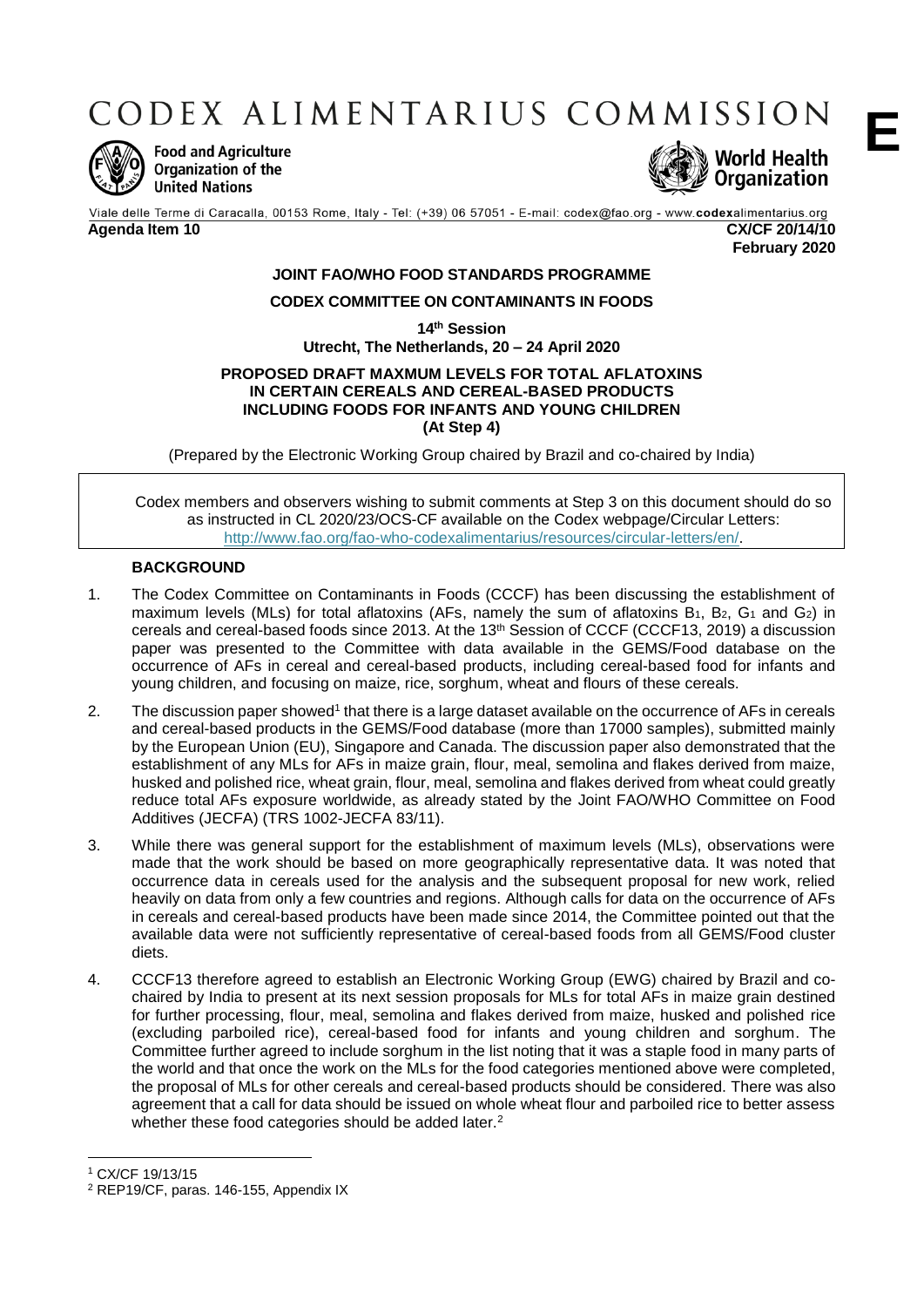# CODEX ALIMENTARIUS COMMISSION

**E**

Food and Agriculture Organization of the United Nations

World Health Organization

Viale delle Terme di Caracalla, 00153 Rome, Italy - Tel: (+39) 06 57051 - E-mail: codex@fao.org - www.codexalimentarius.org

**Agenda Item 10** **CX/CF 20/14/10**
**February 2020**

**JOINT FAO/WHO FOOD STANDARDS PROGRAMME**

**CODEX COMMITTEE ON CONTAMINANTS IN FOODS**

**14th Session**
**Utrecht, The Netherlands, 20 – 24 April 2020**

**PROPOSED DRAFT MAXMUM LEVELS FOR TOTAL AFLATOXINS IN CERTAIN CEREALS AND CEREAL-BASED PRODUCTS INCLUDING FOODS FOR INFANTS AND YOUNG CHILDREN**
**(At Step 4)**

(Prepared by the Electronic Working Group chaired by Brazil and co-chaired by India)

> Codex members and observers wishing to submit comments at Step 3 on this document should do so as instructed in CL 2020/23/OCS-CF available on the Codex webpage/Circular Letters: http://www.fao.org/fao-who-codexalimentarius/resources/circular-letters/en/.

**BACKGROUND**

1. The Codex Committee on Contaminants in Foods (CCCF) has been discussing the establishment of maximum levels (MLs) for total aflatoxins (AFs, namely the sum of aflatoxins $B_1$, $B_2$, $G_1$ and $G_2$) in cereals and cereal-based foods since 2013. At the 13th Session of CCCF (CCCF13, 2019) a discussion paper was presented to the Committee with data available in the GEMS/Food database on the occurrence of AFs in cereal and cereal-based products, including cereal-based food for infants and young children, and focusing on maize, rice, sorghum, wheat and flours of these cereals.

2. The discussion paper showed[1] that there is a large dataset available on the occurrence of AFs in cereals and cereal-based products in the GEMS/Food database (more than 17000 samples), submitted mainly by the European Union (EU), Singapore and Canada. The discussion paper also demonstrated that the establishment of any MLs for AFs in maize grain, flour, meal, semolina and flakes derived from maize, husked and polished rice, wheat grain, flour, meal, semolina and flakes derived from wheat could greatly reduce total AFs exposure worldwide, as already stated by the Joint FAO/WHO Committee on Food Additives (JECFA) (TRS 1002-JECFA 83/11).

3. While there was general support for the establishment of maximum levels (MLs), observations were made that the work should be based on more geographically representative data. It was noted that occurrence data in cereals used for the analysis and the subsequent proposal for new work, relied heavily on data from only a few countries and regions. Although calls for data on the occurrence of AFs in cereals and cereal-based products have been made since 2014, the Committee pointed out that the available data were not sufficiently representative of cereal-based foods from all GEMS/Food cluster diets.

4. CCCF13 therefore agreed to establish an Electronic Working Group (EWG) chaired by Brazil and co-chaired by India to present at its next session proposals for MLs for total AFs in maize grain destined for further processing, flour, meal, semolina and flakes derived from maize, husked and polished rice (excluding parboiled rice), cereal-based food for infants and young children and sorghum. The Committee further agreed to include sorghum in the list noting that it was a staple food in many parts of the world and that once the work on the MLs for the food categories mentioned above were completed, the proposal of MLs for other cereals and cereal-based products should be considered. There was also agreement that a call for data should be issued on whole wheat flour and parboiled rice to better assess whether these food categories should be added later.[2]

---

[1] CX/CF 19/13/15

[2] REP19/CF, paras. 146-155, Appendix IX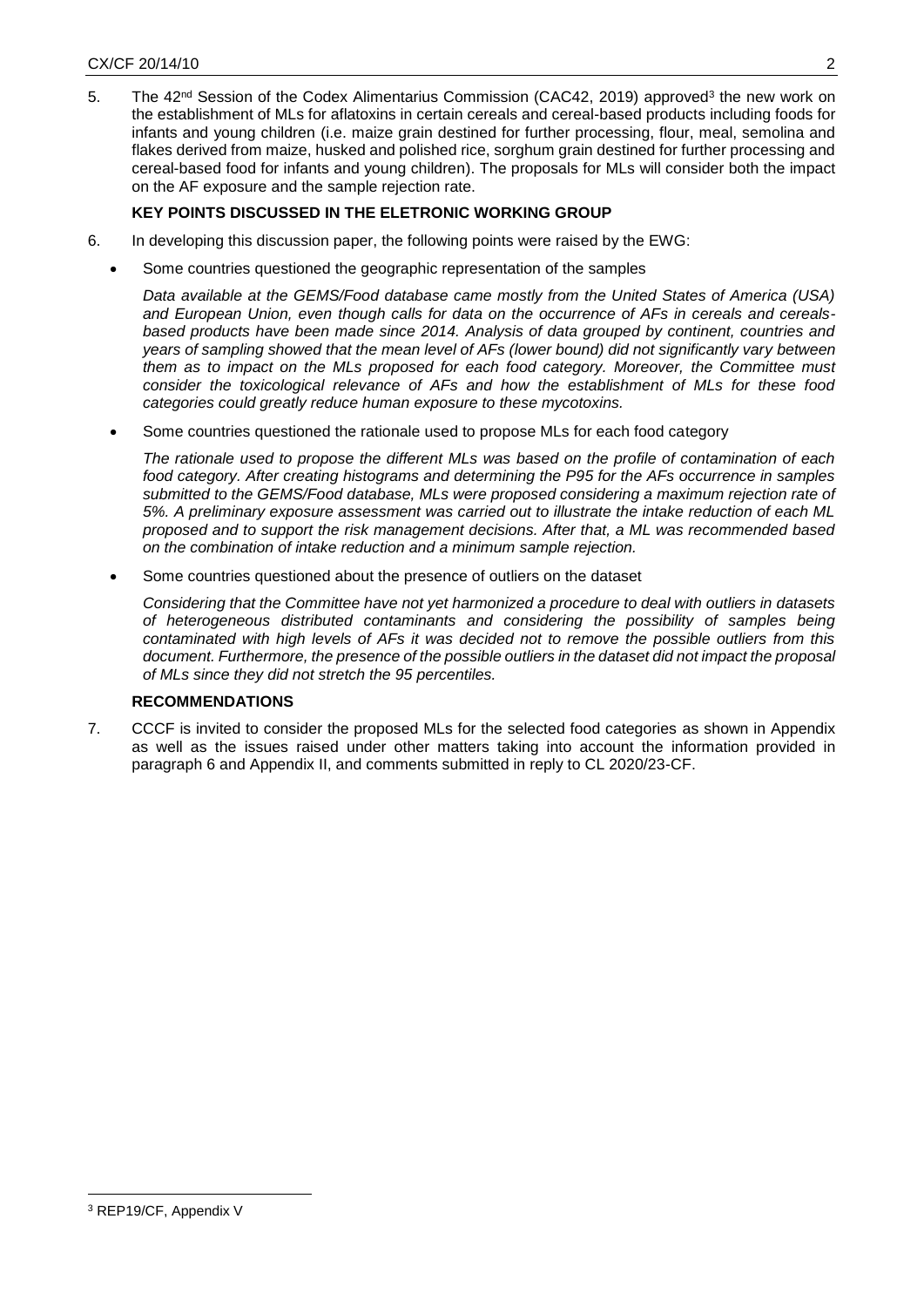5. The 42nd Session of the Codex Alimentarius Commission (CAC42, 2019) approved[3] the new work on the establishment of MLs for aflatoxins in certain cereals and cereal-based products including foods for infants and young children (i.e. maize grain destined for further processing, flour, meal, semolina and flakes derived from maize, husked and polished rice, sorghum grain destined for further processing and cereal-based food for infants and young children). The proposals for MLs will consider both the impact on the AF exposure and the sample rejection rate.

**KEY POINTS DISCUSSED IN THE ELETRONIC WORKING GROUP**

6. In developing this discussion paper, the following points were raised by the EWG:

- Some countries questioned the geographic representation of the samples

  *Data available at the GEMS/Food database came mostly from the United States of America (USA) and European Union, even though calls for data on the occurrence of AFs in cereals and cereals-based products have been made since 2014. Analysis of data grouped by continent, countries and years of sampling showed that the mean level of AFs (lower bound) did not significantly vary between them as to impact on the MLs proposed for each food category. Moreover, the Committee must consider the toxicological relevance of AFs and how the establishment of MLs for these food categories could greatly reduce human exposure to these mycotoxins.*

- Some countries questioned the rationale used to propose MLs for each food category

  *The rationale used to propose the different MLs was based on the profile of contamination of each food category. After creating histograms and determining the P95 for the AFs occurrence in samples submitted to the GEMS/Food database, MLs were proposed considering a maximum rejection rate of 5%. A preliminary exposure assessment was carried out to illustrate the intake reduction of each ML proposed and to support the risk management decisions. After that, a ML was recommended based on the combination of intake reduction and a minimum sample rejection.*

- Some countries questioned about the presence of outliers on the dataset

  *Considering that the Committee have not yet harmonized a procedure to deal with outliers in datasets of heterogeneous distributed contaminants and considering the possibility of samples being contaminated with high levels of AFs it was decided not to remove the possible outliers from this document. Furthermore, the presence of the possible outliers in the dataset did not impact the proposal of MLs since they did not stretch the 95 percentiles.*

**RECOMMENDATIONS**

7. CCCF is invited to consider the proposed MLs for the selected food categories as shown in Appendix as well as the issues raised under other matters taking into account the information provided in paragraph 6 and Appendix II, and comments submitted in reply to CL 2020/23-CF.

[3] REP19/CF, Appendix V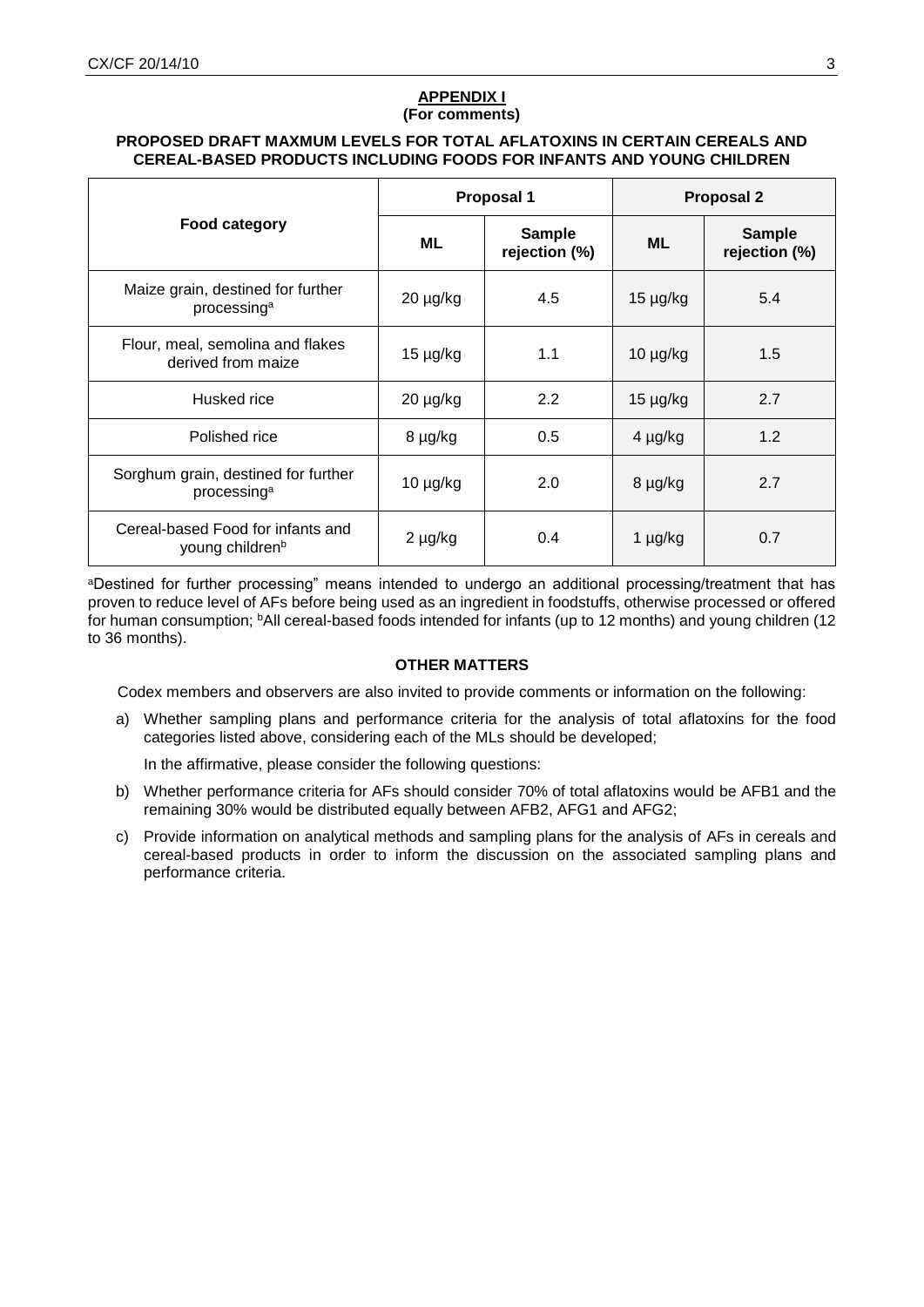**APPENDIX I**
**(For comments)**

**PROPOSED DRAFT MAXMUM LEVELS FOR TOTAL AFLATOXINS IN CERTAIN CEREALS AND CEREAL-BASED PRODUCTS INCLUDING FOODS FOR INFANTS AND YOUNG CHILDREN**

| Food category | Proposal 1 | | Proposal 2 | |
|---|---|---|---|---|
| | ML | Sample rejection (%) | ML | Sample rejection (%) |
| Maize grain, destined for further processing[a] | 20 µg/kg | 4.5 | 15 µg/kg | 5.4 |
| Flour, meal, semolina and flakes derived from maize | 15 µg/kg | 1.1 | 10 µg/kg | 1.5 |
| Husked rice | 20 µg/kg | 2.2 | 15 µg/kg | 2.7 |
| Polished rice | 8 µg/kg | 0.5 | 4 µg/kg | 1.2 |
| Sorghum grain, destined for further processing[a] | 10 µg/kg | 2.0 | 8 µg/kg | 2.7 |
| Cereal-based Food for infants and young children[b] | 2 µg/kg | 0.4 | 1 µg/kg | 0.7 |

[a]Destined for further processing" means intended to undergo an additional processing/treatment that has proven to reduce level of AFs before being used as an ingredient in foodstuffs, otherwise processed or offered for human consumption; [b]All cereal-based foods intended for infants (up to 12 months) and young children (12 to 36 months).

**OTHER MATTERS**

Codex members and observers are also invited to provide comments or information on the following:

a) Whether sampling plans and performance criteria for the analysis of total aflatoxins for the food categories listed above, considering each of the MLs should be developed;

   In the affirmative, please consider the following questions:

b) Whether performance criteria for AFs should consider 70% of total aflatoxins would be AFB1 and the remaining 30% would be distributed equally between AFB2, AFG1 and AFG2;

c) Provide information on analytical methods and sampling plans for the analysis of AFs in cereals and cereal-based products in order to inform the discussion on the associated sampling plans and performance criteria.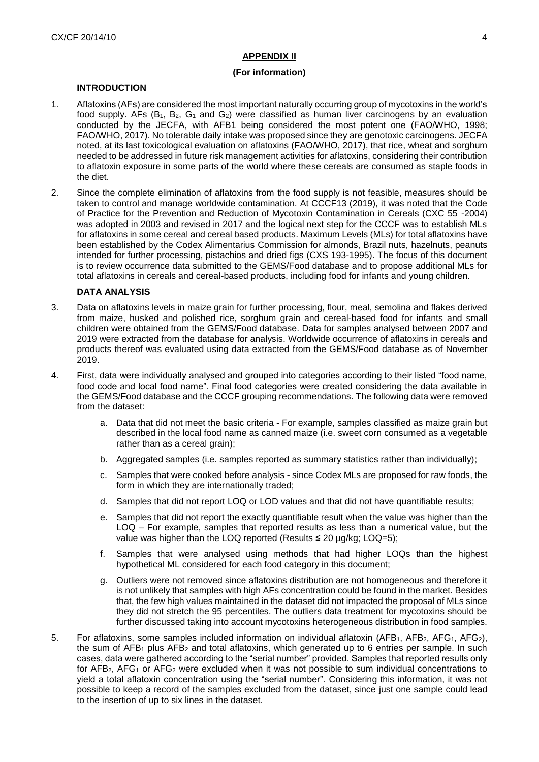## APPENDIX II

**(For information)**

### INTRODUCTION

1. Aflatoxins (AFs) are considered the most important naturally occurring group of mycotoxins in the world's food supply. AFs ($B_1$, $B_2$, $G_1$ and $G_2$) were classified as human liver carcinogens by an evaluation conducted by the JECFA, with AFB1 being considered the most potent one (FAO/WHO, 1998; FAO/WHO, 2017). No tolerable daily intake was proposed since they are genotoxic carcinogens. JECFA noted, at its last toxicological evaluation on aflatoxins (FAO/WHO, 2017), that rice, wheat and sorghum needed to be addressed in future risk management activities for aflatoxins, considering their contribution to aflatoxin exposure in some parts of the world where these cereals are consumed as staple foods in the diet.

2. Since the complete elimination of aflatoxins from the food supply is not feasible, measures should be taken to control and manage worldwide contamination. At CCCF13 (2019), it was noted that the Code of Practice for the Prevention and Reduction of Mycotoxin Contamination in Cereals (CXC 55 -2004) was adopted in 2003 and revised in 2017 and the logical next step for the CCCF was to establish MLs for aflatoxins in some cereal and cereal based products. Maximum Levels (MLs) for total aflatoxins have been established by the Codex Alimentarius Commission for almonds, Brazil nuts, hazelnuts, peanuts intended for further processing, pistachios and dried figs (CXS 193-1995). The focus of this document is to review occurrence data submitted to the GEMS/Food database and to propose additional MLs for total aflatoxins in cereals and cereal-based products, including food for infants and young children.

### DATA ANALYSIS

3. Data on aflatoxins levels in maize grain for further processing, flour, meal, semolina and flakes derived from maize, husked and polished rice, sorghum grain and cereal-based food for infants and small children were obtained from the GEMS/Food database. Data for samples analysed between 2007 and 2019 were extracted from the database for analysis. Worldwide occurrence of aflatoxins in cereals and products thereof was evaluated using data extracted from the GEMS/Food database as of November 2019.

4. First, data were individually analysed and grouped into categories according to their listed "food name, food code and local food name". Final food categories were created considering the data available in the GEMS/Food database and the CCCF grouping recommendations. The following data were removed from the dataset:

   a. Data that did not meet the basic criteria - For example, samples classified as maize grain but described in the local food name as canned maize (i.e. sweet corn consumed as a vegetable rather than as a cereal grain);

   b. Aggregated samples (i.e. samples reported as summary statistics rather than individually);

   c. Samples that were cooked before analysis - since Codex MLs are proposed for raw foods, the form in which they are internationally traded;

   d. Samples that did not report LOQ or LOD values and that did not have quantifiable results;

   e. Samples that did not report the exactly quantifiable result when the value was higher than the LOQ – For example, samples that reported results as less than a numerical value, but the value was higher than the LOQ reported (Results ≤ 20 µg/kg; LOQ=5);

   f. Samples that were analysed using methods that had higher LOQs than the highest hypothetical ML considered for each food category in this document;

   g. Outliers were not removed since aflatoxins distribution are not homogeneous and therefore it is not unlikely that samples with high AFs concentration could be found in the market. Besides that, the few high values maintained in the dataset did not impacted the proposal of MLs since they did not stretch the 95 percentiles. The outliers data treatment for mycotoxins should be further discussed taking into account mycotoxins heterogeneous distribution in food samples.

5. For aflatoxins, some samples included information on individual aflatoxin ($AFB_1$, $AFB_2$, $AFG_1$, $AFG_2$), the sum of $AFB_1$ plus $AFB_2$ and total aflatoxins, which generated up to 6 entries per sample. In such cases, data were gathered according to the "serial number" provided. Samples that reported results only for $AFB_2$, $AFG_1$ or $AFG_2$ were excluded when it was not possible to sum individual concentrations to yield a total aflatoxin concentration using the "serial number". Considering this information, it was not possible to keep a record of the samples excluded from the dataset, since just one sample could lead to the insertion of up to six lines in the dataset.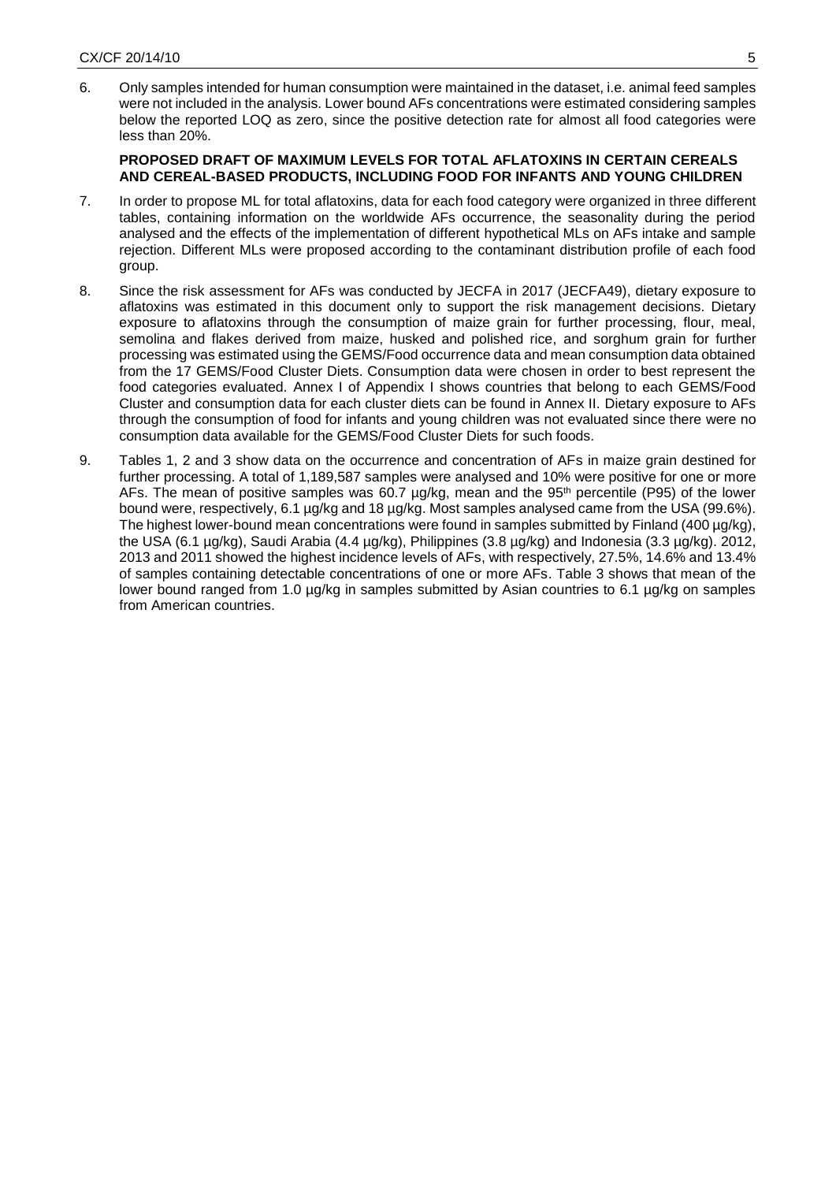6. Only samples intended for human consumption were maintained in the dataset, i.e. animal feed samples were not included in the analysis. Lower bound AFs concentrations were estimated considering samples below the reported LOQ as zero, since the positive detection rate for almost all food categories were less than 20%.

**PROPOSED DRAFT OF MAXIMUM LEVELS FOR TOTAL AFLATOXINS IN CERTAIN CEREALS AND CEREAL-BASED PRODUCTS, INCLUDING FOOD FOR INFANTS AND YOUNG CHILDREN**

7. In order to propose ML for total aflatoxins, data for each food category were organized in three different tables, containing information on the worldwide AFs occurrence, the seasonality during the period analysed and the effects of the implementation of different hypothetical MLs on AFs intake and sample rejection. Different MLs were proposed according to the contaminant distribution profile of each food group.

8. Since the risk assessment for AFs was conducted by JECFA in 2017 (JECFA49), dietary exposure to aflatoxins was estimated in this document only to support the risk management decisions. Dietary exposure to aflatoxins through the consumption of maize grain for further processing, flour, meal, semolina and flakes derived from maize, husked and polished rice, and sorghum grain for further processing was estimated using the GEMS/Food occurrence data and mean consumption data obtained from the 17 GEMS/Food Cluster Diets. Consumption data were chosen in order to best represent the food categories evaluated. Annex I of Appendix I shows countries that belong to each GEMS/Food Cluster and consumption data for each cluster diets can be found in Annex II. Dietary exposure to AFs through the consumption of food for infants and young children was not evaluated since there were no consumption data available for the GEMS/Food Cluster Diets for such foods.

9. Tables 1, 2 and 3 show data on the occurrence and concentration of AFs in maize grain destined for further processing. A total of 1,189,587 samples were analysed and 10% were positive for one or more AFs. The mean of positive samples was 60.7 µg/kg, mean and the 95th percentile (P95) of the lower bound were, respectively, 6.1 µg/kg and 18 µg/kg. Most samples analysed came from the USA (99.6%). The highest lower-bound mean concentrations were found in samples submitted by Finland (400 µg/kg), the USA (6.1 µg/kg), Saudi Arabia (4.4 µg/kg), Philippines (3.8 µg/kg) and Indonesia (3.3 µg/kg). 2012, 2013 and 2011 showed the highest incidence levels of AFs, with respectively, 27.5%, 14.6% and 13.4% of samples containing detectable concentrations of one or more AFs. Table 3 shows that mean of the lower bound ranged from 1.0 µg/kg in samples submitted by Asian countries to 6.1 µg/kg on samples from American countries.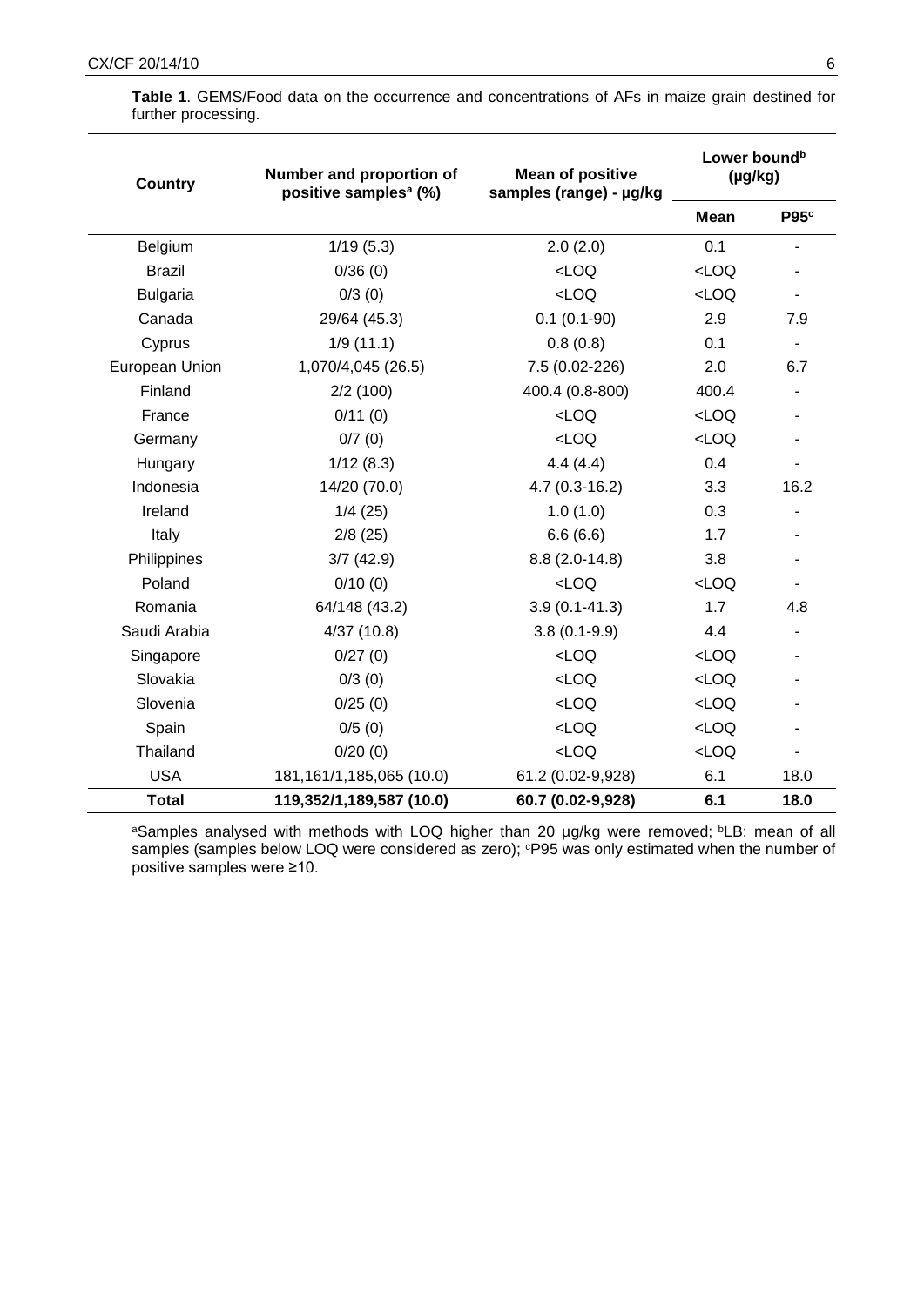**Table 1**. GEMS/Food data on the occurrence and concentrations of AFs in maize grain destined for further processing.

| Country | Number and proportion of positive samples[a] (%) | Mean of positive samples (range) - µg/kg | Lower bound[b] (µg/kg) | |
|---|---|---|---|---|
| | | | Mean | P95[c] |
| Belgium | 1/19 (5.3) | 2.0 (2.0) | 0.1 | - |
| Brazil | 0/36 (0) | <LOQ | <LOQ | - |
| Bulgaria | 0/3 (0) | <LOQ | <LOQ | - |
| Canada | 29/64 (45.3) | 0.1 (0.1-90) | 2.9 | 7.9 |
| Cyprus | 1/9 (11.1) | 0.8 (0.8) | 0.1 | - |
| European Union | 1,070/4,045 (26.5) | 7.5 (0.02-226) | 2.0 | 6.7 |
| Finland | 2/2 (100) | 400.4 (0.8-800) | 400.4 | - |
| France | 0/11 (0) | <LOQ | <LOQ | - |
| Germany | 0/7 (0) | <LOQ | <LOQ | - |
| Hungary | 1/12 (8.3) | 4.4 (4.4) | 0.4 | - |
| Indonesia | 14/20 (70.0) | 4.7 (0.3-16.2) | 3.3 | 16.2 |
| Ireland | 1/4 (25) | 1.0 (1.0) | 0.3 | - |
| Italy | 2/8 (25) | 6.6 (6.6) | 1.7 | - |
| Philippines | 3/7 (42.9) | 8.8 (2.0-14.8) | 3.8 | - |
| Poland | 0/10 (0) | <LOQ | <LOQ | - |
| Romania | 64/148 (43.2) | 3.9 (0.1-41.3) | 1.7 | 4.8 |
| Saudi Arabia | 4/37 (10.8) | 3.8 (0.1-9.9) | 4.4 | - |
| Singapore | 0/27 (0) | <LOQ | <LOQ | - |
| Slovakia | 0/3 (0) | <LOQ | <LOQ | - |
| Slovenia | 0/25 (0) | <LOQ | <LOQ | - |
| Spain | 0/5 (0) | <LOQ | <LOQ | - |
| Thailand | 0/20 (0) | <LOQ | <LOQ | - |
| USA | 181,161/1,185,065 (10.0) | 61.2 (0.02-9,928) | 6.1 | 18.0 |
| **Total** | **119,352/1,189,587 (10.0)** | **60.7 (0.02-9,928)** | **6.1** | **18.0** |

[a]Samples analysed with methods with LOQ higher than 20 µg/kg were removed; [b]LB: mean of all samples (samples below LOQ were considered as zero); [c]P95 was only estimated when the number of positive samples were ≥10.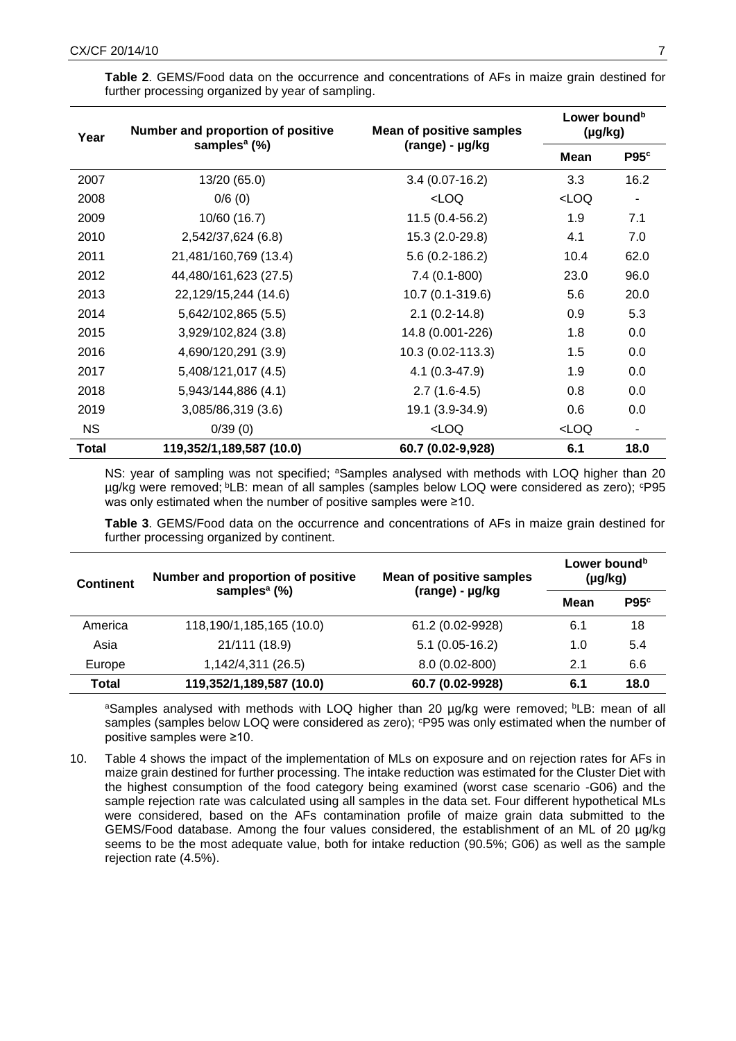**Table 2**. GEMS/Food data on the occurrence and concentrations of AFs in maize grain destined for further processing organized by year of sampling.

| Year | Number and proportion of positive samples[a] (%) | Mean of positive samples (range) - µg/kg | Lower bound[b] (µg/kg) | |
|---|---|---|---|---|
| | | | Mean | P95[c] |
| 2007 | 13/20 (65.0) | 3.4 (0.07-16.2) | 3.3 | 16.2 |
| 2008 | 0/6 (0) | <LOQ | <LOQ | - |
| 2009 | 10/60 (16.7) | 11.5 (0.4-56.2) | 1.9 | 7.1 |
| 2010 | 2,542/37,624 (6.8) | 15.3 (2.0-29.8) | 4.1 | 7.0 |
| 2011 | 21,481/160,769 (13.4) | 5.6 (0.2-186.2) | 10.4 | 62.0 |
| 2012 | 44,480/161,623 (27.5) | 7.4 (0.1-800) | 23.0 | 96.0 |
| 2013 | 22,129/15,244 (14.6) | 10.7 (0.1-319.6) | 5.6 | 20.0 |
| 2014 | 5,642/102,865 (5.5) | 2.1 (0.2-14.8) | 0.9 | 5.3 |
| 2015 | 3,929/102,824 (3.8) | 14.8 (0.001-226) | 1.8 | 0.0 |
| 2016 | 4,690/120,291 (3.9) | 10.3 (0.02-113.3) | 1.5 | 0.0 |
| 2017 | 5,408/121,017 (4.5) | 4.1 (0.3-47.9) | 1.9 | 0.0 |
| 2018 | 5,943/144,886 (4.1) | 2.7 (1.6-4.5) | 0.8 | 0.0 |
| 2019 | 3,085/86,319 (3.6) | 19.1 (3.9-34.9) | 0.6 | 0.0 |
| NS | 0/39 (0) | <LOQ | <LOQ | - |
| **Total** | **119,352/1,189,587 (10.0)** | **60.7 (0.02-9,928)** | **6.1** | **18.0** |

NS: year of sampling was not specified; [a]Samples analysed with methods with LOQ higher than 20 µg/kg were removed; [b]LB: mean of all samples (samples below LOQ were considered as zero); [c]P95 was only estimated when the number of positive samples were ≥10.

**Table 3**. GEMS/Food data on the occurrence and concentrations of AFs in maize grain destined for further processing organized by continent.

| Continent | Number and proportion of positive samples[a] (%) | Mean of positive samples (range) - µg/kg | Lower bound[b] (µg/kg) | |
|---|---|---|---|---|
| | | | Mean | P95[c] |
| America | 118,190/1,185,165 (10.0) | 61.2 (0.02-9928) | 6.1 | 18 |
| Asia | 21/111 (18.9) | 5.1 (0.05-16.2) | 1.0 | 5.4 |
| Europe | 1,142/4,311 (26.5) | 8.0 (0.02-800) | 2.1 | 6.6 |
| **Total** | **119,352/1,189,587 (10.0)** | **60.7 (0.02-9928)** | **6.1** | **18.0** |

[a]Samples analysed with methods with LOQ higher than 20 µg/kg were removed; [b]LB: mean of all samples (samples below LOQ were considered as zero); [c]P95 was only estimated when the number of positive samples were ≥10.

10. Table 4 shows the impact of the implementation of MLs on exposure and on rejection rates for AFs in maize grain destined for further processing. The intake reduction was estimated for the Cluster Diet with the highest consumption of the food category being examined (worst case scenario -G06) and the sample rejection rate was calculated using all samples in the data set. Four different hypothetical MLs were considered, based on the AFs contamination profile of maize grain data submitted to the GEMS/Food database. Among the four values considered, the establishment of an ML of 20 µg/kg seems to be the most adequate value, both for intake reduction (90.5%; G06) as well as the sample rejection rate (4.5%).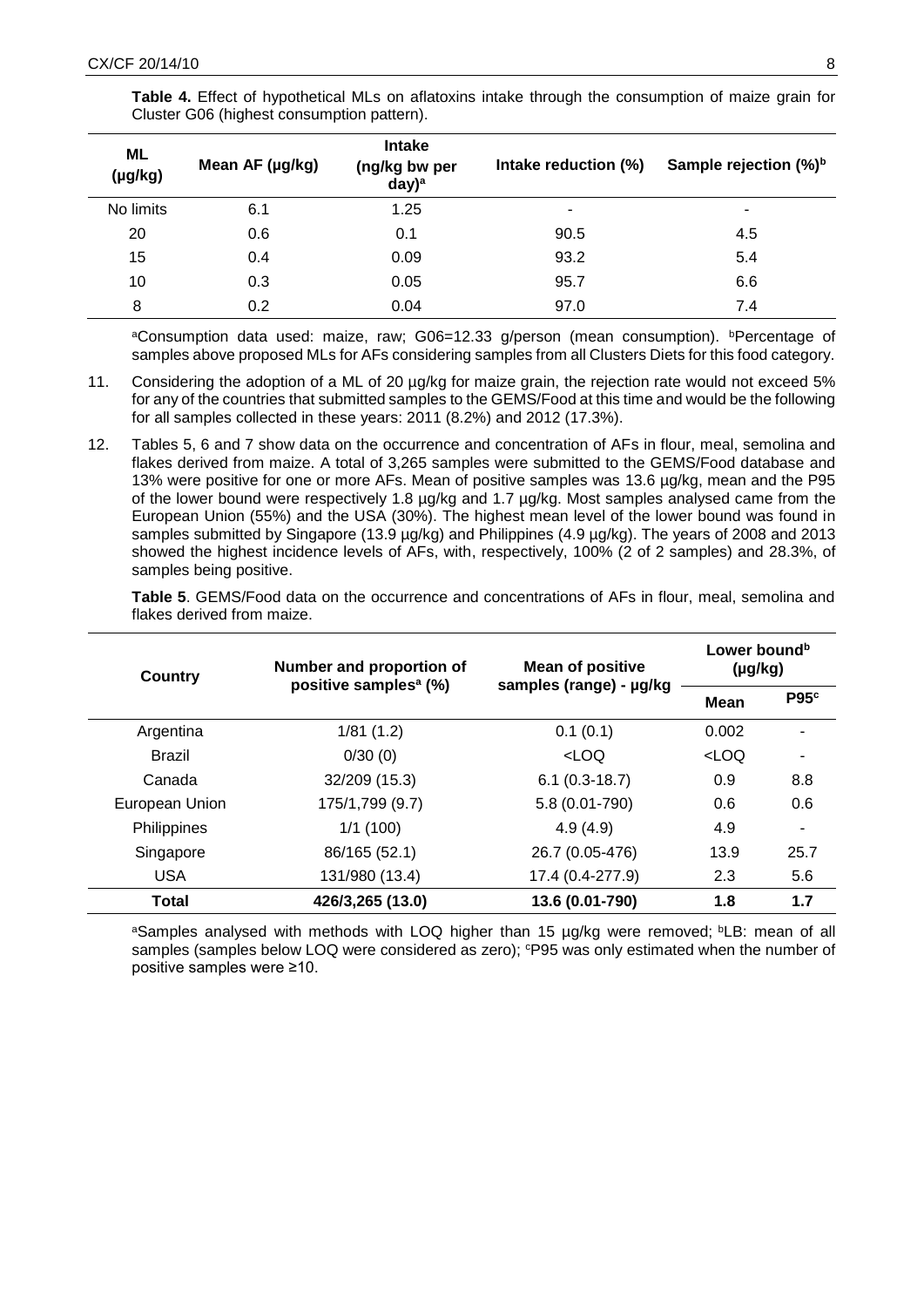**Table 4.** Effect of hypothetical MLs on aflatoxins intake through the consumption of maize grain for Cluster G06 (highest consumption pattern).

| ML (µg/kg) | Mean AF (µg/kg) | Intake (ng/kg bw per day)[a] | Intake reduction (%) | Sample rejection (%)[b] |
|---|---|---|---|---|
| No limits | 6.1 | 1.25 | - | - |
| 20 | 0.6 | 0.1 | 90.5 | 4.5 |
| 15 | 0.4 | 0.09 | 93.2 | 5.4 |
| 10 | 0.3 | 0.05 | 95.7 | 6.6 |
| 8 | 0.2 | 0.04 | 97.0 | 7.4 |

[a]Consumption data used: maize, raw; G06=12.33 g/person (mean consumption). [b]Percentage of samples above proposed MLs for AFs considering samples from all Clusters Diets for this food category.

11. Considering the adoption of a ML of 20 µg/kg for maize grain, the rejection rate would not exceed 5% for any of the countries that submitted samples to the GEMS/Food at this time and would be the following for all samples collected in these years: 2011 (8.2%) and 2012 (17.3%).

12. Tables 5, 6 and 7 show data on the occurrence and concentration of AFs in flour, meal, semolina and flakes derived from maize. A total of 3,265 samples were submitted to the GEMS/Food database and 13% were positive for one or more AFs. Mean of positive samples was 13.6 µg/kg, mean and the P95 of the lower bound were respectively 1.8 µg/kg and 1.7 µg/kg. Most samples analysed came from the European Union (55%) and the USA (30%). The highest mean level of the lower bound was found in samples submitted by Singapore (13.9 µg/kg) and Philippines (4.9 µg/kg). The years of 2008 and 2013 showed the highest incidence levels of AFs, with, respectively, 100% (2 of 2 samples) and 28.3%, of samples being positive.

**Table 5**. GEMS/Food data on the occurrence and concentrations of AFs in flour, meal, semolina and flakes derived from maize.

| Country | Number and proportion of positive samples[a] (%) | Mean of positive samples (range) - µg/kg | Lower bound[b] (µg/kg) | |
|---|---|---|---|---|
| | | | Mean | P95[c] |
| Argentina | 1/81 (1.2) | 0.1 (0.1) | 0.002 | - |
| Brazil | 0/30 (0) | <LOQ | <LOQ | - |
| Canada | 32/209 (15.3) | 6.1 (0.3-18.7) | 0.9 | 8.8 |
| European Union | 175/1,799 (9.7) | 5.8 (0.01-790) | 0.6 | 0.6 |
| Philippines | 1/1 (100) | 4.9 (4.9) | 4.9 | - |
| Singapore | 86/165 (52.1) | 26.7 (0.05-476) | 13.9 | 25.7 |
| USA | 131/980 (13.4) | 17.4 (0.4-277.9) | 2.3 | 5.6 |
| **Total** | **426/3,265 (13.0)** | **13.6 (0.01-790)** | **1.8** | **1.7** |

[a]Samples analysed with methods with LOQ higher than 15 µg/kg were removed; [b]LB: mean of all samples (samples below LOQ were considered as zero); [c]P95 was only estimated when the number of positive samples were ≥10.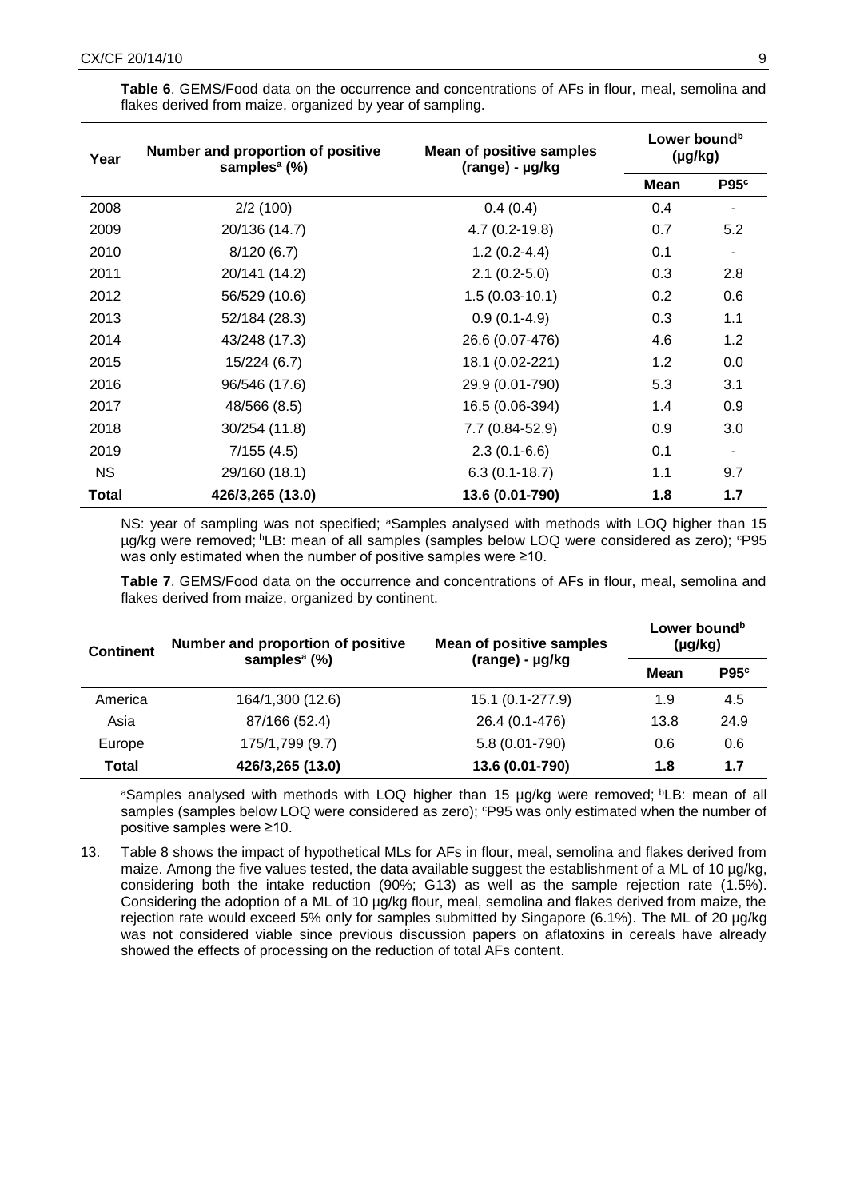**Table 6**. GEMS/Food data on the occurrence and concentrations of AFs in flour, meal, semolina and flakes derived from maize, organized by year of sampling.

| Year | Number and proportion of positive samples[a] (%) | Mean of positive samples (range) - µg/kg | Lower bound[b] (µg/kg) | |
|---|---|---|---|---|
| | | | Mean | P95[c] |
| 2008 | 2/2 (100) | 0.4 (0.4) | 0.4 | - |
| 2009 | 20/136 (14.7) | 4.7 (0.2-19.8) | 0.7 | 5.2 |
| 2010 | 8/120 (6.7) | 1.2 (0.2-4.4) | 0.1 | - |
| 2011 | 20/141 (14.2) | 2.1 (0.2-5.0) | 0.3 | 2.8 |
| 2012 | 56/529 (10.6) | 1.5 (0.03-10.1) | 0.2 | 0.6 |
| 2013 | 52/184 (28.3) | 0.9 (0.1-4.9) | 0.3 | 1.1 |
| 2014 | 43/248 (17.3) | 26.6 (0.07-476) | 4.6 | 1.2 |
| 2015 | 15/224 (6.7) | 18.1 (0.02-221) | 1.2 | 0.0 |
| 2016 | 96/546 (17.6) | 29.9 (0.01-790) | 5.3 | 3.1 |
| 2017 | 48/566 (8.5) | 16.5 (0.06-394) | 1.4 | 0.9 |
| 2018 | 30/254 (11.8) | 7.7 (0.84-52.9) | 0.9 | 3.0 |
| 2019 | 7/155 (4.5) | 2.3 (0.1-6.6) | 0.1 | - |
| NS | 29/160 (18.1) | 6.3 (0.1-18.7) | 1.1 | 9.7 |
| **Total** | **426/3,265 (13.0)** | **13.6 (0.01-790)** | **1.8** | **1.7** |

NS: year of sampling was not specified; [a]Samples analysed with methods with LOQ higher than 15 µg/kg were removed; [b]LB: mean of all samples (samples below LOQ were considered as zero); [c]P95 was only estimated when the number of positive samples were ≥10.

**Table 7**. GEMS/Food data on the occurrence and concentrations of AFs in flour, meal, semolina and flakes derived from maize, organized by continent.

| Continent | Number and proportion of positive samples[a] (%) | Mean of positive samples (range) - µg/kg | Lower bound[b] (µg/kg) | |
|---|---|---|---|---|
| | | | Mean | P95[c] |
| America | 164/1,300 (12.6) | 15.1 (0.1-277.9) | 1.9 | 4.5 |
| Asia | 87/166 (52.4) | 26.4 (0.1-476) | 13.8 | 24.9 |
| Europe | 175/1,799 (9.7) | 5.8 (0.01-790) | 0.6 | 0.6 |
| **Total** | **426/3,265 (13.0)** | **13.6 (0.01-790)** | **1.8** | **1.7** |

[a]Samples analysed with methods with LOQ higher than 15 µg/kg were removed; [b]LB: mean of all samples (samples below LOQ were considered as zero); [c]P95 was only estimated when the number of positive samples were ≥10.

13. Table 8 shows the impact of hypothetical MLs for AFs in flour, meal, semolina and flakes derived from maize. Among the five values tested, the data available suggest the establishment of a ML of 10 µg/kg, considering both the intake reduction (90%; G13) as well as the sample rejection rate (1.5%). Considering the adoption of a ML of 10 µg/kg flour, meal, semolina and flakes derived from maize, the rejection rate would exceed 5% only for samples submitted by Singapore (6.1%). The ML of 20 µg/kg was not considered viable since previous discussion papers on aflatoxins in cereals have already showed the effects of processing on the reduction of total AFs content.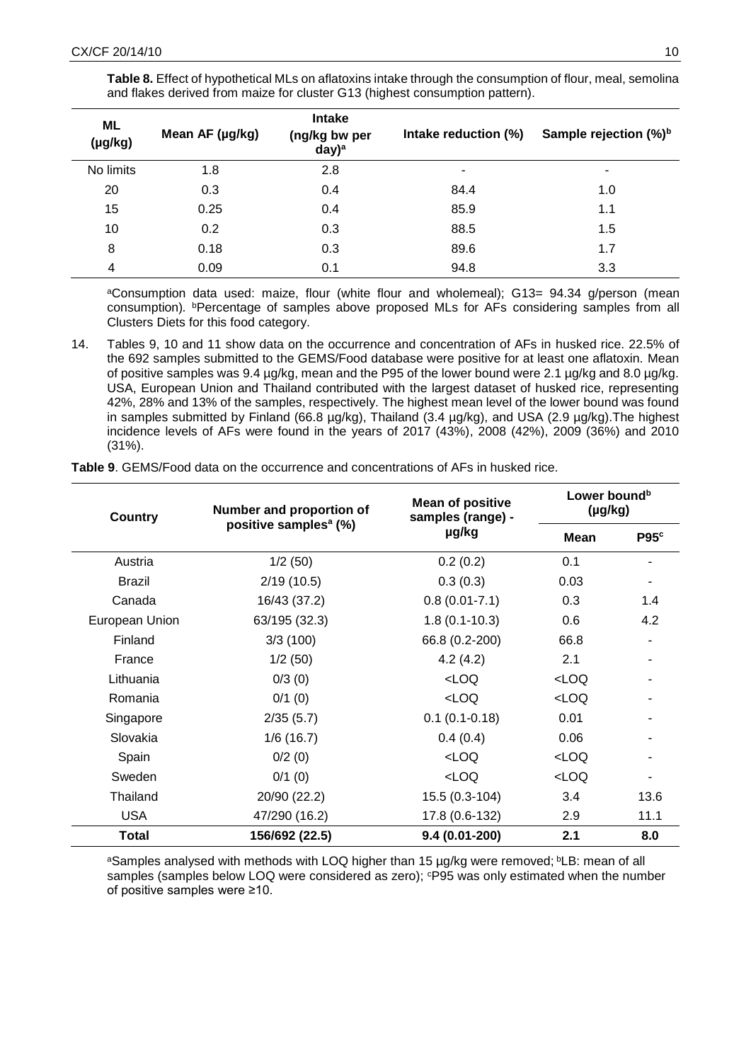**Table 8.** Effect of hypothetical MLs on aflatoxins intake through the consumption of flour, meal, semolina and flakes derived from maize for cluster G13 (highest consumption pattern).

| ML (µg/kg) | Mean AF (µg/kg) | Intake (ng/kg bw per day)[a] | Intake reduction (%) | Sample rejection (%)[b] |
|---|---|---|---|---|
| No limits | 1.8 | 2.8 | - | - |
| 20 | 0.3 | 0.4 | 84.4 | 1.0 |
| 15 | 0.25 | 0.4 | 85.9 | 1.1 |
| 10 | 0.2 | 0.3 | 88.5 | 1.5 |
| 8 | 0.18 | 0.3 | 89.6 | 1.7 |
| 4 | 0.09 | 0.1 | 94.8 | 3.3 |

[a]Consumption data used: maize, flour (white flour and wholemeal); G13= 94.34 g/person (mean consumption). [b]Percentage of samples above proposed MLs for AFs considering samples from all Clusters Diets for this food category.

14. Tables 9, 10 and 11 show data on the occurrence and concentration of AFs in husked rice. 22.5% of the 692 samples submitted to the GEMS/Food database were positive for at least one aflatoxin. Mean of positive samples was 9.4 µg/kg, mean and the P95 of the lower bound were 2.1 µg/kg and 8.0 µg/kg. USA, European Union and Thailand contributed with the largest dataset of husked rice, representing 42%, 28% and 13% of the samples, respectively. The highest mean level of the lower bound was found in samples submitted by Finland (66.8 µg/kg), Thailand (3.4 µg/kg), and USA (2.9 µg/kg).The highest incidence levels of AFs were found in the years of 2017 (43%), 2008 (42%), 2009 (36%) and 2010 (31%).

**Table 9**. GEMS/Food data on the occurrence and concentrations of AFs in husked rice.

| Country | Number and proportion of positive samples[a] (%) | Mean of positive samples (range) - µg/kg | Lower bound[b] (µg/kg) | |
|---|---|---|---|---|
| | | | Mean | P95[c] |
| Austria | 1/2 (50) | 0.2 (0.2) | 0.1 | - |
| Brazil | 2/19 (10.5) | 0.3 (0.3) | 0.03 | - |
| Canada | 16/43 (37.2) | 0.8 (0.01-7.1) | 0.3 | 1.4 |
| European Union | 63/195 (32.3) | 1.8 (0.1-10.3) | 0.6 | 4.2 |
| Finland | 3/3 (100) | 66.8 (0.2-200) | 66.8 | - |
| France | 1/2 (50) | 4.2 (4.2) | 2.1 | - |
| Lithuania | 0/3 (0) | <LOQ | <LOQ | - |
| Romania | 0/1 (0) | <LOQ | <LOQ | - |
| Singapore | 2/35 (5.7) | 0.1 (0.1-0.18) | 0.01 | - |
| Slovakia | 1/6 (16.7) | 0.4 (0.4) | 0.06 | - |
| Spain | 0/2 (0) | <LOQ | <LOQ | - |
| Sweden | 0/1 (0) | <LOQ | <LOQ | - |
| Thailand | 20/90 (22.2) | 15.5 (0.3-104) | 3.4 | 13.6 |
| USA | 47/290 (16.2) | 17.8 (0.6-132) | 2.9 | 11.1 |
| **Total** | **156/692 (22.5)** | **9.4 (0.01-200)** | **2.1** | **8.0** |

[a]Samples analysed with methods with LOQ higher than 15 µg/kg were removed; [b]LB: mean of all samples (samples below LOQ were considered as zero); [c]P95 was only estimated when the number of positive samples were ≥10.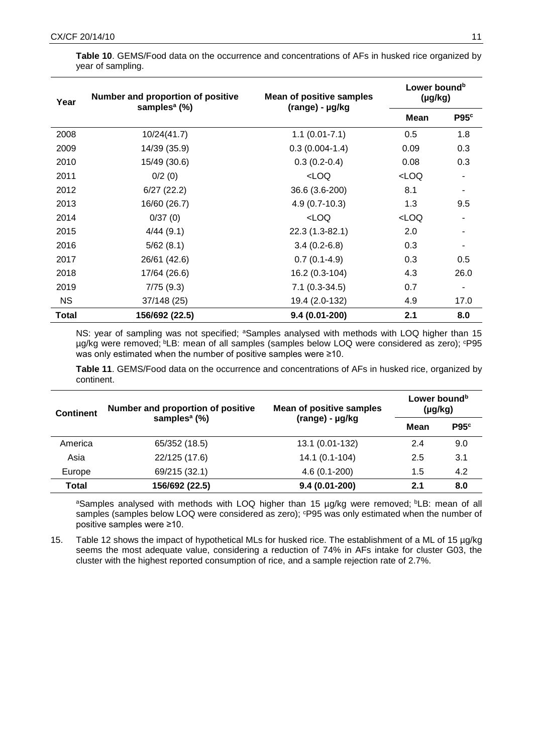**Table 10**. GEMS/Food data on the occurrence and concentrations of AFs in husked rice organized by year of sampling.

| Year | Number and proportion of positive samples[a] (%) | Mean of positive samples (range) - µg/kg | Lower bound[b] (µg/kg) | |
|---|---|---|---|---|
| | | | Mean | P95[c] |
| 2008 | 10/24(41.7) | 1.1 (0.01-7.1) | 0.5 | 1.8 |
| 2009 | 14/39 (35.9) | 0.3 (0.004-1.4) | 0.09 | 0.3 |
| 2010 | 15/49 (30.6) | 0.3 (0.2-0.4) | 0.08 | 0.3 |
| 2011 | 0/2 (0) | <LOQ | <LOQ | - |
| 2012 | 6/27 (22.2) | 36.6 (3.6-200) | 8.1 | - |
| 2013 | 16/60 (26.7) | 4.9 (0.7-10.3) | 1.3 | 9.5 |
| 2014 | 0/37 (0) | <LOQ | <LOQ | - |
| 2015 | 4/44 (9.1) | 22.3 (1.3-82.1) | 2.0 | - |
| 2016 | 5/62 (8.1) | 3.4 (0.2-6.8) | 0.3 | - |
| 2017 | 26/61 (42.6) | 0.7 (0.1-4.9) | 0.3 | 0.5 |
| 2018 | 17/64 (26.6) | 16.2 (0.3-104) | 4.3 | 26.0 |
| 2019 | 7/75 (9.3) | 7.1 (0.3-34.5) | 0.7 | - |
| NS | 37/148 (25) | 19.4 (2.0-132) | 4.9 | 17.0 |
| **Total** | **156/692 (22.5)** | **9.4 (0.01-200)** | **2.1** | **8.0** |

NS: year of sampling was not specified; [a]Samples analysed with methods with LOQ higher than 15 µg/kg were removed; [b]LB: mean of all samples (samples below LOQ were considered as zero); [c]P95 was only estimated when the number of positive samples were ≥10.

**Table 11**. GEMS/Food data on the occurrence and concentrations of AFs in husked rice, organized by continent.

| Continent | Number and proportion of positive samples[a] (%) | Mean of positive samples (range) - µg/kg | Lower bound[b] (µg/kg) | |
|---|---|---|---|---|
| | | | Mean | P95[c] |
| America | 65/352 (18.5) | 13.1 (0.01-132) | 2.4 | 9.0 |
| Asia | 22/125 (17.6) | 14.1 (0.1-104) | 2.5 | 3.1 |
| Europe | 69/215 (32.1) | 4.6 (0.1-200) | 1.5 | 4.2 |
| **Total** | **156/692 (22.5)** | **9.4 (0.01-200)** | **2.1** | **8.0** |

[a]Samples analysed with methods with LOQ higher than 15 µg/kg were removed; [b]LB: mean of all samples (samples below LOQ were considered as zero); [c]P95 was only estimated when the number of positive samples were ≥10.

15. Table 12 shows the impact of hypothetical MLs for husked rice. The establishment of a ML of 15 µg/kg seems the most adequate value, considering a reduction of 74% in AFs intake for cluster G03, the cluster with the highest reported consumption of rice, and a sample rejection rate of 2.7%.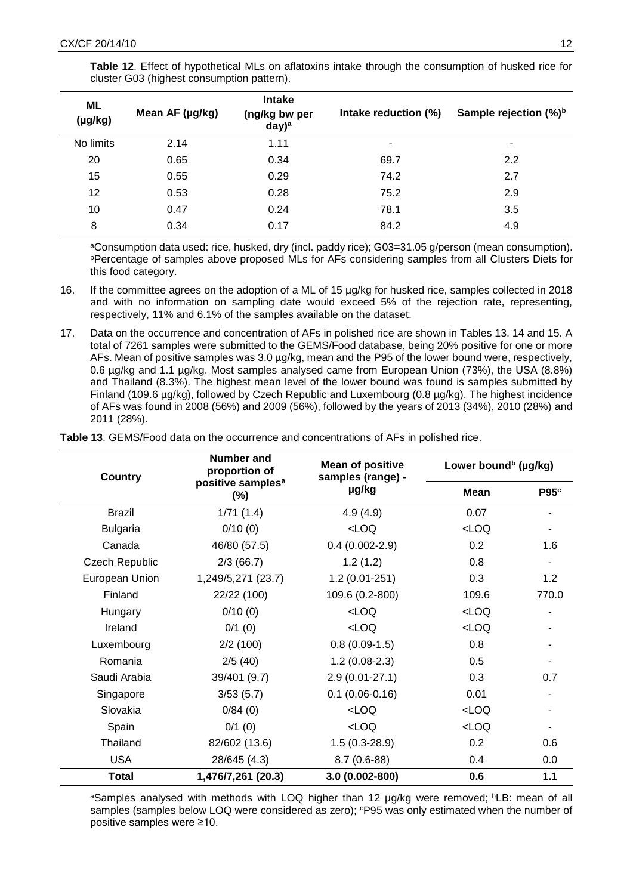**Table 12**. Effect of hypothetical MLs on aflatoxins intake through the consumption of husked rice for cluster G03 (highest consumption pattern).

| ML (µg/kg) | Mean AF (µg/kg) | Intake (ng/kg bw per day)[a] | Intake reduction (%) | Sample rejection (%)[b] |
|---|---|---|---|---|
| No limits | 2.14 | 1.11 | - | - |
| 20 | 0.65 | 0.34 | 69.7 | 2.2 |
| 15 | 0.55 | 0.29 | 74.2 | 2.7 |
| 12 | 0.53 | 0.28 | 75.2 | 2.9 |
| 10 | 0.47 | 0.24 | 78.1 | 3.5 |
| 8 | 0.34 | 0.17 | 84.2 | 4.9 |

[a]Consumption data used: rice, husked, dry (incl. paddy rice); G03=31.05 g/person (mean consumption). [b]Percentage of samples above proposed MLs for AFs considering samples from all Clusters Diets for this food category.

16. If the committee agrees on the adoption of a ML of 15 µg/kg for husked rice, samples collected in 2018 and with no information on sampling date would exceed 5% of the rejection rate, representing, respectively, 11% and 6.1% of the samples available on the dataset.

17. Data on the occurrence and concentration of AFs in polished rice are shown in Tables 13, 14 and 15. A total of 7261 samples were submitted to the GEMS/Food database, being 20% positive for one or more AFs. Mean of positive samples was 3.0 µg/kg, mean and the P95 of the lower bound were, respectively, 0.6 µg/kg and 1.1 µg/kg. Most samples analysed came from European Union (73%), the USA (8.8%) and Thailand (8.3%). The highest mean level of the lower bound was found is samples submitted by Finland (109.6 µg/kg), followed by Czech Republic and Luxembourg (0.8 µg/kg). The highest incidence of AFs was found in 2008 (56%) and 2009 (56%), followed by the years of 2013 (34%), 2010 (28%) and 2011 (28%).

**Table 13**. GEMS/Food data on the occurrence and concentrations of AFs in polished rice.

| Country | Number and proportion of positive samples[a] (%) | Mean of positive samples (range) - µg/kg | Lower bound[b] (µg/kg) | |
|---|---|---|---|---|
| | | | **Mean** | **P95[c]** |
| Brazil | 1/71 (1.4) | 4.9 (4.9) | 0.07 | - |
| Bulgaria | 0/10 (0) | <LOQ | <LOQ | - |
| Canada | 46/80 (57.5) | 0.4 (0.002-2.9) | 0.2 | 1.6 |
| Czech Republic | 2/3 (66.7) | 1.2 (1.2) | 0.8 | - |
| European Union | 1,249/5,271 (23.7) | 1.2 (0.01-251) | 0.3 | 1.2 |
| Finland | 22/22 (100) | 109.6 (0.2-800) | 109.6 | 770.0 |
| Hungary | 0/10 (0) | <LOQ | <LOQ | - |
| Ireland | 0/1 (0) | <LOQ | <LOQ | - |
| Luxembourg | 2/2 (100) | 0.8 (0.09-1.5) | 0.8 | - |
| Romania | 2/5 (40) | 1.2 (0.08-2.3) | 0.5 | - |
| Saudi Arabia | 39/401 (9.7) | 2.9 (0.01-27.1) | 0.3 | 0.7 |
| Singapore | 3/53 (5.7) | 0.1 (0.06-0.16) | 0.01 | - |
| Slovakia | 0/84 (0) | <LOQ | <LOQ | - |
| Spain | 0/1 (0) | <LOQ | <LOQ | - |
| Thailand | 82/602 (13.6) | 1.5 (0.3-28.9) | 0.2 | 0.6 |
| USA | 28/645 (4.3) | 8.7 (0.6-88) | 0.4 | 0.0 |
| **Total** | **1,476/7,261 (20.3)** | **3.0 (0.002-800)** | **0.6** | **1.1** |

[a]Samples analysed with methods with LOQ higher than 12 µg/kg were removed; [b]LB: mean of all samples (samples below LOQ were considered as zero); [c]P95 was only estimated when the number of positive samples were ≥10.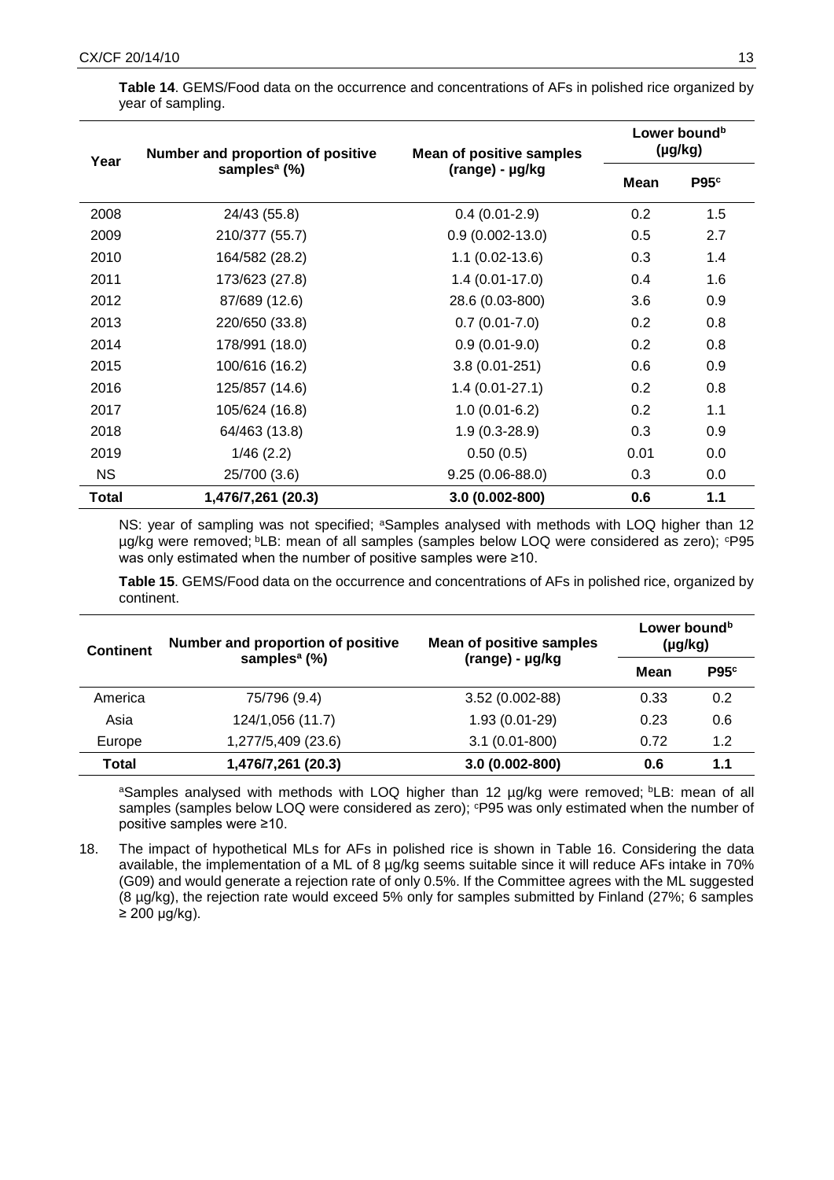**Table 14**. GEMS/Food data on the occurrence and concentrations of AFs in polished rice organized by year of sampling.

| Year | Number and proportion of positive samples[a] (%) | Mean of positive samples (range) - µg/kg | Lower bound[b] (µg/kg) | |
|---|---|---|---|---|
| | | | Mean | P95[c] |
| 2008 | 24/43 (55.8) | 0.4 (0.01-2.9) | 0.2 | 1.5 |
| 2009 | 210/377 (55.7) | 0.9 (0.002-13.0) | 0.5 | 2.7 |
| 2010 | 164/582 (28.2) | 1.1 (0.02-13.6) | 0.3 | 1.4 |
| 2011 | 173/623 (27.8) | 1.4 (0.01-17.0) | 0.4 | 1.6 |
| 2012 | 87/689 (12.6) | 28.6 (0.03-800) | 3.6 | 0.9 |
| 2013 | 220/650 (33.8) | 0.7 (0.01-7.0) | 0.2 | 0.8 |
| 2014 | 178/991 (18.0) | 0.9 (0.01-9.0) | 0.2 | 0.8 |
| 2015 | 100/616 (16.2) | 3.8 (0.01-251) | 0.6 | 0.9 |
| 2016 | 125/857 (14.6) | 1.4 (0.01-27.1) | 0.2 | 0.8 |
| 2017 | 105/624 (16.8) | 1.0 (0.01-6.2) | 0.2 | 1.1 |
| 2018 | 64/463 (13.8) | 1.9 (0.3-28.9) | 0.3 | 0.9 |
| 2019 | 1/46 (2.2) | 0.50 (0.5) | 0.01 | 0.0 |
| NS | 25/700 (3.6) | 9.25 (0.06-88.0) | 0.3 | 0.0 |
| **Total** | **1,476/7,261 (20.3)** | **3.0 (0.002-800)** | **0.6** | **1.1** |

NS: year of sampling was not specified; [a]Samples analysed with methods with LOQ higher than 12 µg/kg were removed; [b]LB: mean of all samples (samples below LOQ were considered as zero); [c]P95 was only estimated when the number of positive samples were ≥10.

**Table 15**. GEMS/Food data on the occurrence and concentrations of AFs in polished rice, organized by continent.

| Continent | Number and proportion of positive samples[a] (%) | Mean of positive samples (range) - µg/kg | Lower bound[b] (µg/kg) | |
|---|---|---|---|---|
| | | | Mean | P95[c] |
| America | 75/796 (9.4) | 3.52 (0.002-88) | 0.33 | 0.2 |
| Asia | 124/1,056 (11.7) | 1.93 (0.01-29) | 0.23 | 0.6 |
| Europe | 1,277/5,409 (23.6) | 3.1 (0.01-800) | 0.72 | 1.2 |
| **Total** | **1,476/7,261 (20.3)** | **3.0 (0.002-800)** | **0.6** | **1.1** |

[a]Samples analysed with methods with LOQ higher than 12 µg/kg were removed; [b]LB: mean of all samples (samples below LOQ were considered as zero); [c]P95 was only estimated when the number of positive samples were ≥10.

18. The impact of hypothetical MLs for AFs in polished rice is shown in Table 16. Considering the data available, the implementation of a ML of 8 µg/kg seems suitable since it will reduce AFs intake in 70% (G09) and would generate a rejection rate of only 0.5%. If the Committee agrees with the ML suggested (8 µg/kg), the rejection rate would exceed 5% only for samples submitted by Finland (27%; 6 samples ≥ 200 µg/kg).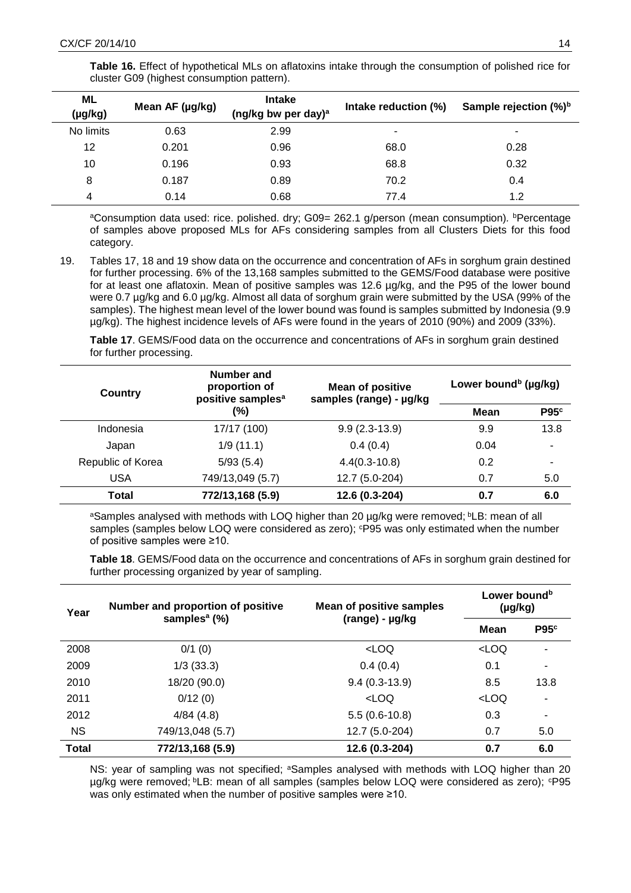**Table 16.** Effect of hypothetical MLs on aflatoxins intake through the consumption of polished rice for cluster G09 (highest consumption pattern).

| ML (µg/kg) | Mean AF (µg/kg) | Intake (ng/kg bw per day)[a] | Intake reduction (%) | Sample rejection (%)[b] |
|---|---|---|---|---|
| No limits | 0.63 | 2.99 | - | - |
| 12 | 0.201 | 0.96 | 68.0 | 0.28 |
| 10 | 0.196 | 0.93 | 68.8 | 0.32 |
| 8 | 0.187 | 0.89 | 70.2 | 0.4 |
| 4 | 0.14 | 0.68 | 77.4 | 1.2 |

[a]Consumption data used: rice. polished. dry; G09= 262.1 g/person (mean consumption). [b]Percentage of samples above proposed MLs for AFs considering samples from all Clusters Diets for this food category.

19. Tables 17, 18 and 19 show data on the occurrence and concentration of AFs in sorghum grain destined for further processing. 6% of the 13,168 samples submitted to the GEMS/Food database were positive for at least one aflatoxin. Mean of positive samples was 12.6 µg/kg, and the P95 of the lower bound were 0.7 µg/kg and 6.0 µg/kg. Almost all data of sorghum grain were submitted by the USA (99% of the samples). The highest mean level of the lower bound was found is samples submitted by Indonesia (9.9 µg/kg). The highest incidence levels of AFs were found in the years of 2010 (90%) and 2009 (33%).

**Table 17**. GEMS/Food data on the occurrence and concentrations of AFs in sorghum grain destined for further processing.

| Country | Number and proportion of positive samples[a] (%) | Mean of positive samples (range) - µg/kg | Lower bound[b] (µg/kg) | |
|---|---|---|---|---|
| | | | Mean | P95[c] |
| Indonesia | 17/17 (100) | 9.9 (2.3-13.9) | 9.9 | 13.8 |
| Japan | 1/9 (11.1) | 0.4 (0.4) | 0.04 | - |
| Republic of Korea | 5/93 (5.4) | 4.4(0.3-10.8) | 0.2 | - |
| USA | 749/13,049 (5.7) | 12.7 (5.0-204) | 0.7 | 5.0 |
| **Total** | **772/13,168 (5.9)** | **12.6 (0.3-204)** | **0.7** | **6.0** |

[a]Samples analysed with methods with LOQ higher than 20 µg/kg were removed; [b]LB: mean of all samples (samples below LOQ were considered as zero); [c]P95 was only estimated when the number of positive samples were ≥10.

**Table 18**. GEMS/Food data on the occurrence and concentrations of AFs in sorghum grain destined for further processing organized by year of sampling.

| Year | Number and proportion of positive samples[a] (%) | Mean of positive samples (range) - µg/kg | Lower bound[b] (µg/kg) | |
|---|---|---|---|---|
| | | | Mean | P95[c] |
| 2008 | 0/1 (0) | <LOQ | <LOQ | - |
| 2009 | 1/3 (33.3) | 0.4 (0.4) | 0.1 | - |
| 2010 | 18/20 (90.0) | 9.4 (0.3-13.9) | 8.5 | 13.8 |
| 2011 | 0/12 (0) | <LOQ | <LOQ | - |
| 2012 | 4/84 (4.8) | 5.5 (0.6-10.8) | 0.3 | - |
| NS | 749/13,048 (5.7) | 12.7 (5.0-204) | 0.7 | 5.0 |
| **Total** | **772/13,168 (5.9)** | **12.6 (0.3-204)** | **0.7** | **6.0** |

NS: year of sampling was not specified; [a]Samples analysed with methods with LOQ higher than 20 µg/kg were removed; [b]LB: mean of all samples (samples below LOQ were considered as zero); [c]P95 was only estimated when the number of positive samples were ≥10.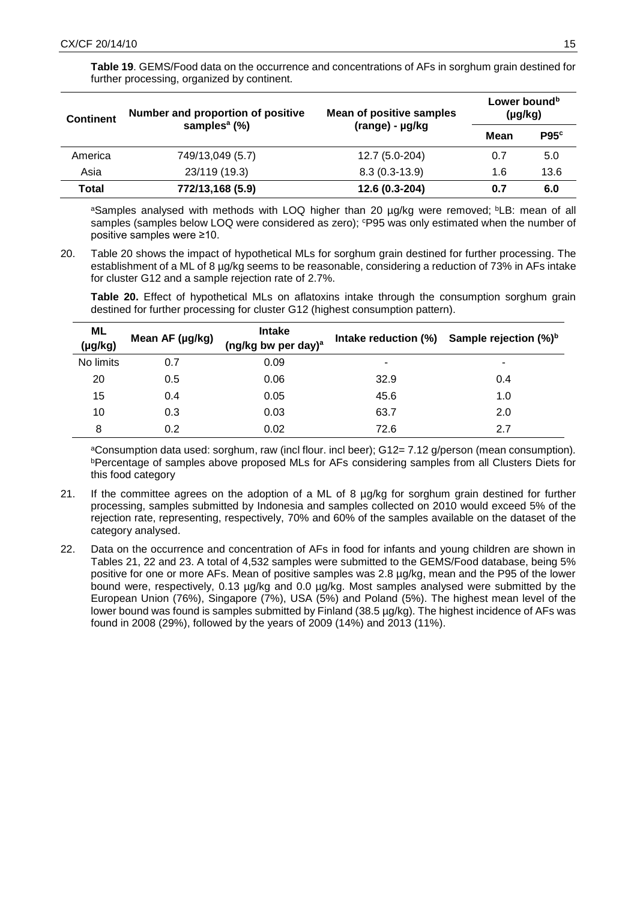**Table 19**. GEMS/Food data on the occurrence and concentrations of AFs in sorghum grain destined for further processing, organized by continent.

| Continent | Number and proportion of positive samples[a] (%) | Mean of positive samples (range) - µg/kg | Lower bound[b] (µg/kg) | |
|---|---|---|---|---|
| | | | Mean | P95[c] |
| America | 749/13,049 (5.7) | 12.7 (5.0-204) | 0.7 | 5.0 |
| Asia | 23/119 (19.3) | 8.3 (0.3-13.9) | 1.6 | 13.6 |
| **Total** | **772/13,168 (5.9)** | **12.6 (0.3-204)** | **0.7** | **6.0** |

[a]Samples analysed with methods with LOQ higher than 20 µg/kg were removed; [b]LB: mean of all samples (samples below LOQ were considered as zero); [c]P95 was only estimated when the number of positive samples were ≥10.

20. Table 20 shows the impact of hypothetical MLs for sorghum grain destined for further processing. The establishment of a ML of 8 µg/kg seems to be reasonable, considering a reduction of 73% in AFs intake for cluster G12 and a sample rejection rate of 2.7%.

**Table 20.** Effect of hypothetical MLs on aflatoxins intake through the consumption sorghum grain destined for further processing for cluster G12 (highest consumption pattern).

| ML (µg/kg) | Mean AF (µg/kg) | Intake (ng/kg bw per day)[a] | Intake reduction (%) | Sample rejection (%)[b] |
|---|---|---|---|---|
| No limits | 0.7 | 0.09 | - | - |
| 20 | 0.5 | 0.06 | 32.9 | 0.4 |
| 15 | 0.4 | 0.05 | 45.6 | 1.0 |
| 10 | 0.3 | 0.03 | 63.7 | 2.0 |
| 8 | 0.2 | 0.02 | 72.6 | 2.7 |

[a]Consumption data used: sorghum, raw (incl flour. incl beer); G12= 7.12 g/person (mean consumption). [b]Percentage of samples above proposed MLs for AFs considering samples from all Clusters Diets for this food category

21. If the committee agrees on the adoption of a ML of 8 µg/kg for sorghum grain destined for further processing, samples submitted by Indonesia and samples collected on 2010 would exceed 5% of the rejection rate, representing, respectively, 70% and 60% of the samples available on the dataset of the category analysed.

22. Data on the occurrence and concentration of AFs in food for infants and young children are shown in Tables 21, 22 and 23. A total of 4,532 samples were submitted to the GEMS/Food database, being 5% positive for one or more AFs. Mean of positive samples was 2.8 µg/kg, mean and the P95 of the lower bound were, respectively, 0.13 µg/kg and 0.0 µg/kg. Most samples analysed were submitted by the European Union (76%), Singapore (7%), USA (5%) and Poland (5%). The highest mean level of the lower bound was found is samples submitted by Finland (38.5 µg/kg). The highest incidence of AFs was found in 2008 (29%), followed by the years of 2009 (14%) and 2013 (11%).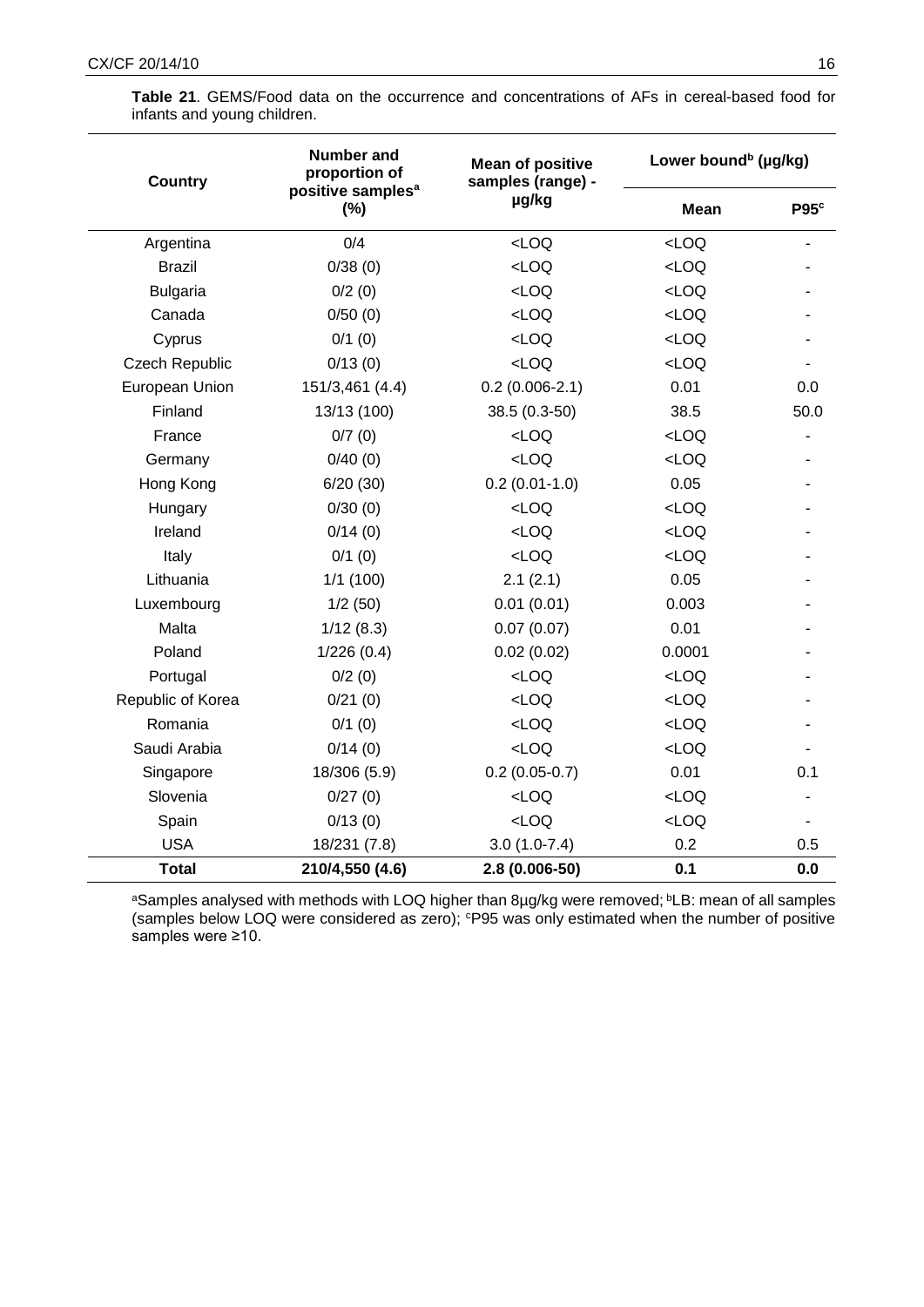**Table 21**. GEMS/Food data on the occurrence and concentrations of AFs in cereal-based food for infants and young children.

| Country | Number and proportion of positive samples[a] (%) | Mean of positive samples (range) - µg/kg | Lower bound[b] (µg/kg) | |
|---|---|---|---|---|
| | | | Mean | P95[c] |
| Argentina | 0/4 | <LOQ | <LOQ | - |
| Brazil | 0/38 (0) | <LOQ | <LOQ | - |
| Bulgaria | 0/2 (0) | <LOQ | <LOQ | - |
| Canada | 0/50 (0) | <LOQ | <LOQ | - |
| Cyprus | 0/1 (0) | <LOQ | <LOQ | - |
| Czech Republic | 0/13 (0) | <LOQ | <LOQ | - |
| European Union | 151/3,461 (4.4) | 0.2 (0.006-2.1) | 0.01 | 0.0 |
| Finland | 13/13 (100) | 38.5 (0.3-50) | 38.5 | 50.0 |
| France | 0/7 (0) | <LOQ | <LOQ | - |
| Germany | 0/40 (0) | <LOQ | <LOQ | - |
| Hong Kong | 6/20 (30) | 0.2 (0.01-1.0) | 0.05 | - |
| Hungary | 0/30 (0) | <LOQ | <LOQ | - |
| Ireland | 0/14 (0) | <LOQ | <LOQ | - |
| Italy | 0/1 (0) | <LOQ | <LOQ | - |
| Lithuania | 1/1 (100) | 2.1 (2.1) | 0.05 | - |
| Luxembourg | 1/2 (50) | 0.01 (0.01) | 0.003 | - |
| Malta | 1/12 (8.3) | 0.07 (0.07) | 0.01 | - |
| Poland | 1/226 (0.4) | 0.02 (0.02) | 0.0001 | - |
| Portugal | 0/2 (0) | <LOQ | <LOQ | - |
| Republic of Korea | 0/21 (0) | <LOQ | <LOQ | - |
| Romania | 0/1 (0) | <LOQ | <LOQ | - |
| Saudi Arabia | 0/14 (0) | <LOQ | <LOQ | - |
| Singapore | 18/306 (5.9) | 0.2 (0.05-0.7) | 0.01 | 0.1 |
| Slovenia | 0/27 (0) | <LOQ | <LOQ | - |
| Spain | 0/13 (0) | <LOQ | <LOQ | - |
| USA | 18/231 (7.8) | 3.0 (1.0-7.4) | 0.2 | 0.5 |
| **Total** | **210/4,550 (4.6)** | **2.8 (0.006-50)** | **0.1** | **0.0** |

[a]Samples analysed with methods with LOQ higher than 8µg/kg were removed; [b]LB: mean of all samples (samples below LOQ were considered as zero); [c]P95 was only estimated when the number of positive samples were ≥10.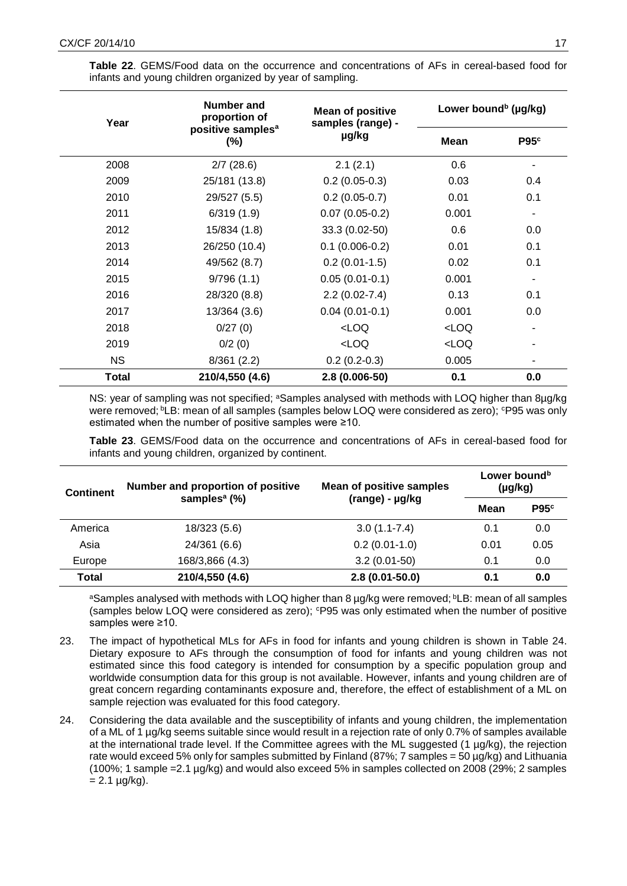**Table 22**. GEMS/Food data on the occurrence and concentrations of AFs in cereal-based food for infants and young children organized by year of sampling.

| Year | Number and proportion of positive samples[a] (%) | Mean of positive samples (range) - µg/kg | Lower bound[b] (µg/kg) | |
|---|---|---|---|---|
| | | | Mean | P95[c] |
| 2008 | 2/7 (28.6) | 2.1 (2.1) | 0.6 | - |
| 2009 | 25/181 (13.8) | 0.2 (0.05-0.3) | 0.03 | 0.4 |
| 2010 | 29/527 (5.5) | 0.2 (0.05-0.7) | 0.01 | 0.1 |
| 2011 | 6/319 (1.9) | 0.07 (0.05-0.2) | 0.001 | - |
| 2012 | 15/834 (1.8) | 33.3 (0.02-50) | 0.6 | 0.0 |
| 2013 | 26/250 (10.4) | 0.1 (0.006-0.2) | 0.01 | 0.1 |
| 2014 | 49/562 (8.7) | 0.2 (0.01-1.5) | 0.02 | 0.1 |
| 2015 | 9/796 (1.1) | 0.05 (0.01-0.1) | 0.001 | - |
| 2016 | 28/320 (8.8) | 2.2 (0.02-7.4) | 0.13 | 0.1 |
| 2017 | 13/364 (3.6) | 0.04 (0.01-0.1) | 0.001 | 0.0 |
| 2018 | 0/27 (0) | <LOQ | <LOQ | - |
| 2019 | 0/2 (0) | <LOQ | <LOQ | - |
| NS | 8/361 (2.2) | 0.2 (0.2-0.3) | 0.005 | - |
| **Total** | **210/4,550 (4.6)** | **2.8 (0.006-50)** | **0.1** | **0.0** |

NS: year of sampling was not specified; [a]Samples analysed with methods with LOQ higher than 8µg/kg were removed; [b]LB: mean of all samples (samples below LOQ were considered as zero); [c]P95 was only estimated when the number of positive samples were ≥10.

**Table 23**. GEMS/Food data on the occurrence and concentrations of AFs in cereal-based food for infants and young children, organized by continent.

| Continent | Number and proportion of positive samples[a] (%) | Mean of positive samples (range) - µg/kg | Lower bound[b] (µg/kg) | |
|---|---|---|---|---|
| | | | Mean | P95[c] |
| America | 18/323 (5.6) | 3.0 (1.1-7.4) | 0.1 | 0.0 |
| Asia | 24/361 (6.6) | 0.2 (0.01-1.0) | 0.01 | 0.05 |
| Europe | 168/3,866 (4.3) | 3.2 (0.01-50) | 0.1 | 0.0 |
| **Total** | **210/4,550 (4.6)** | **2.8 (0.01-50.0)** | **0.1** | **0.0** |

[a]Samples analysed with methods with LOQ higher than 8 µg/kg were removed; [b]LB: mean of all samples (samples below LOQ were considered as zero); [c]P95 was only estimated when the number of positive samples were ≥10.

23. The impact of hypothetical MLs for AFs in food for infants and young children is shown in Table 24. Dietary exposure to AFs through the consumption of food for infants and young children was not estimated since this food category is intended for consumption by a specific population group and worldwide consumption data for this group is not available. However, infants and young children are of great concern regarding contaminants exposure and, therefore, the effect of establishment of a ML on sample rejection was evaluated for this food category.

24. Considering the data available and the susceptibility of infants and young children, the implementation of a ML of 1 µg/kg seems suitable since would result in a rejection rate of only 0.7% of samples available at the international trade level. If the Committee agrees with the ML suggested (1 µg/kg), the rejection rate would exceed 5% only for samples submitted by Finland (87%; 7 samples = 50 µg/kg) and Lithuania (100%; 1 sample =2.1 µg/kg) and would also exceed 5% in samples collected on 2008 (29%; 2 samples = 2.1 µg/kg).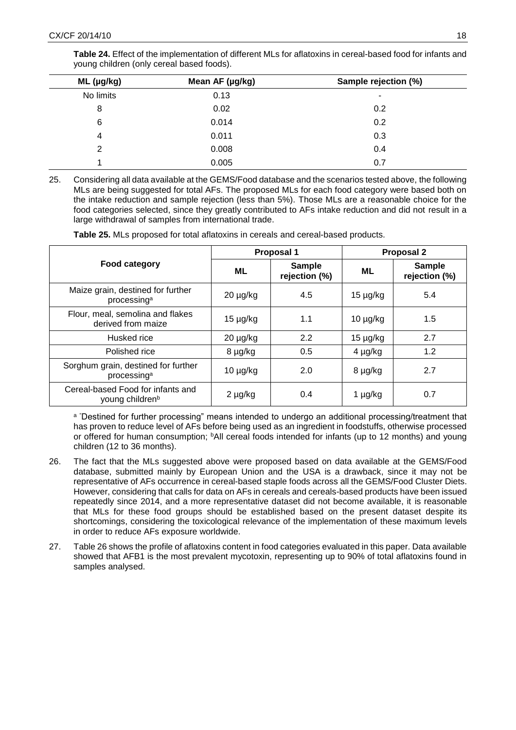**Table 24.** Effect of the implementation of different MLs for aflatoxins in cereal-based food for infants and young children (only cereal based foods).

| ML (µg/kg) | Mean AF (µg/kg) | Sample rejection (%) |
|---|---|---|
| No limits | 0.13 | - |
| 8 | 0.02 | 0.2 |
| 6 | 0.014 | 0.2 |
| 4 | 0.011 | 0.3 |
| 2 | 0.008 | 0.4 |
| 1 | 0.005 | 0.7 |

25. Considering all data available at the GEMS/Food database and the scenarios tested above, the following MLs are being suggested for total AFs. The proposed MLs for each food category were based both on the intake reduction and sample rejection (less than 5%). Those MLs are a reasonable choice for the food categories selected, since they greatly contributed to AFs intake reduction and did not result in a large withdrawal of samples from international trade.

**Table 25.** MLs proposed for total aflatoxins in cereals and cereal-based products.

| Food category | Proposal 1 | | Proposal 2 | |
|---|---|---|---|---|
| | ML | Sample rejection (%) | ML | Sample rejection (%) |
| Maize grain, destined for further processing[a] | 20 µg/kg | 4.5 | 15 µg/kg | 5.4 |
| Flour, meal, semolina and flakes derived from maize | 15 µg/kg | 1.1 | 10 µg/kg | 1.5 |
| Husked rice | 20 µg/kg | 2.2 | 15 µg/kg | 2.7 |
| Polished rice | 8 µg/kg | 0.5 | 4 µg/kg | 1.2 |
| Sorghum grain, destined for further processing[a] | 10 µg/kg | 2.0 | 8 µg/kg | 2.7 |
| Cereal-based Food for infants and young children[b] | 2 µg/kg | 0.4 | 1 µg/kg | 0.7 |

[a] "Destined for further processing" means intended to undergo an additional processing/treatment that has proven to reduce level of AFs before being used as an ingredient in foodstuffs, otherwise processed or offered for human consumption; [b]All cereal foods intended for infants (up to 12 months) and young children (12 to 36 months).

26. The fact that the MLs suggested above were proposed based on data available at the GEMS/Food database, submitted mainly by European Union and the USA is a drawback, since it may not be representative of AFs occurrence in cereal-based staple foods across all the GEMS/Food Cluster Diets. However, considering that calls for data on AFs in cereals and cereals-based products have been issued repeatedly since 2014, and a more representative dataset did not become available, it is reasonable that MLs for these food groups should be established based on the present dataset despite its shortcomings, considering the toxicological relevance of the implementation of these maximum levels in order to reduce AFs exposure worldwide.

27. Table 26 shows the profile of aflatoxins content in food categories evaluated in this paper. Data available showed that AFB1 is the most prevalent mycotoxin, representing up to 90% of total aflatoxins found in samples analysed.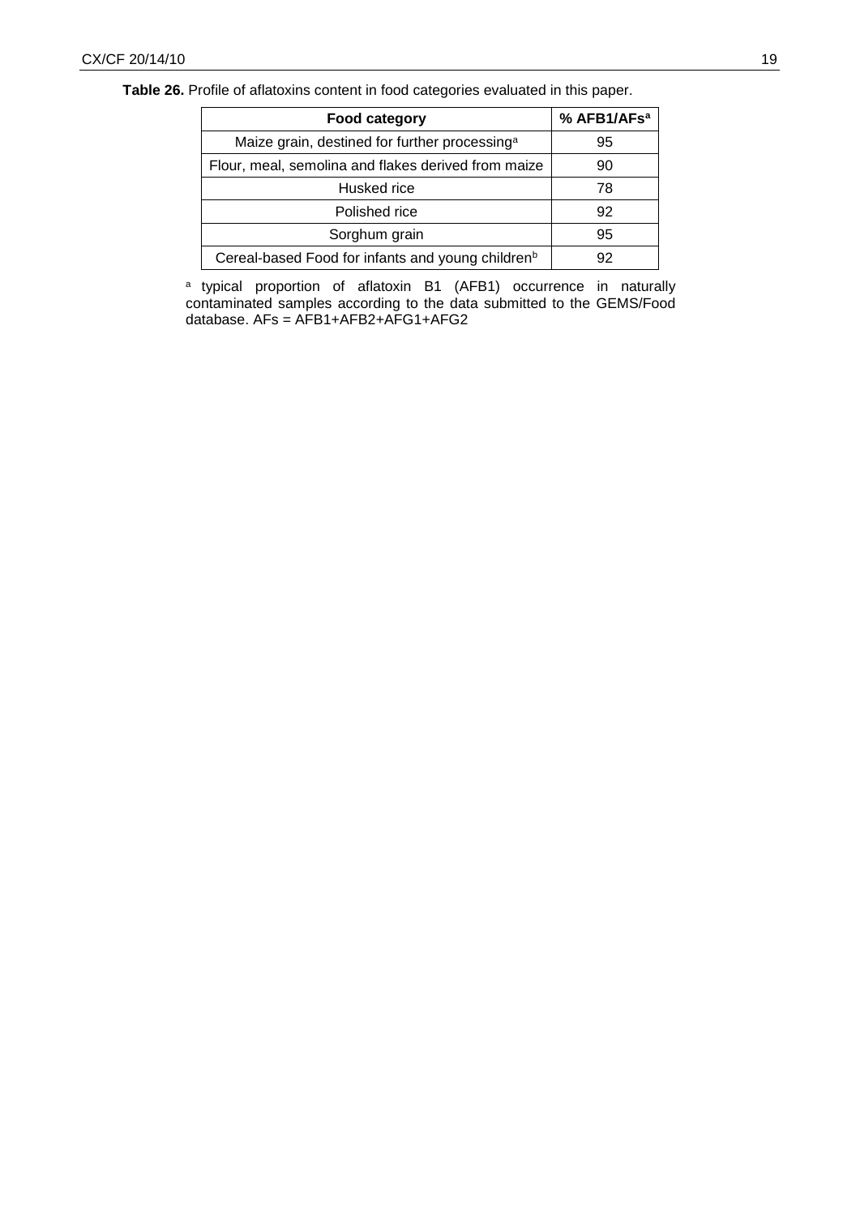**Table 26.** Profile of aflatoxins content in food categories evaluated in this paper.

| Food category | % AFB1/AFs[a] |
|---|---|
| Maize grain, destined for further processing[a] | 95 |
| Flour, meal, semolina and flakes derived from maize | 90 |
| Husked rice | 78 |
| Polished rice | 92 |
| Sorghum grain | 95 |
| Cereal-based Food for infants and young children[b] | 92 |

[a] typical proportion of aflatoxin B1 (AFB1) occurrence in naturally contaminated samples according to the data submitted to the GEMS/Food database. AFs = AFB1+AFB2+AFG1+AFG2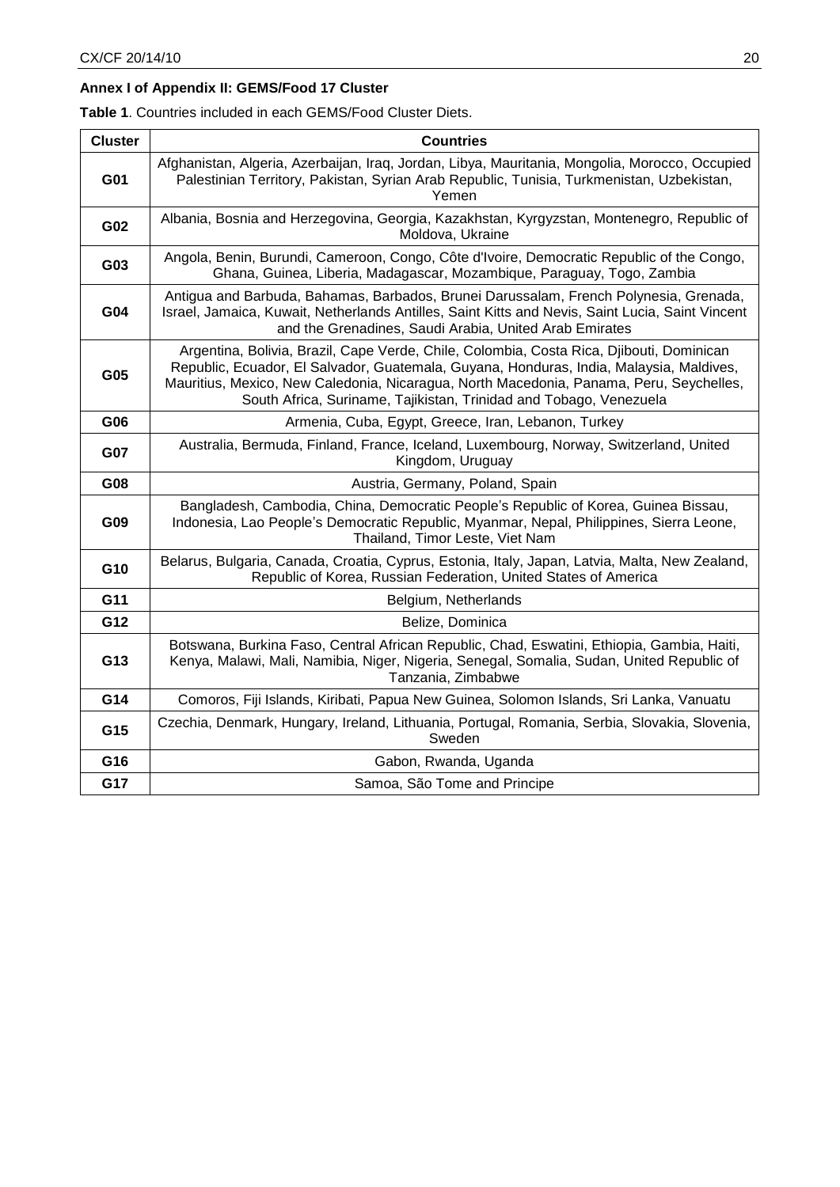**Annex I of Appendix II: GEMS/Food 17 Cluster**

**Table 1**. Countries included in each GEMS/Food Cluster Diets.

| Cluster | Countries |
|---|---|
| **G01** | Afghanistan, Algeria, Azerbaijan, Iraq, Jordan, Libya, Mauritania, Mongolia, Morocco, Occupied Palestinian Territory, Pakistan, Syrian Arab Republic, Tunisia, Turkmenistan, Uzbekistan, Yemen |
| **G02** | Albania, Bosnia and Herzegovina, Georgia, Kazakhstan, Kyrgyzstan, Montenegro, Republic of Moldova, Ukraine |
| **G03** | Angola, Benin, Burundi, Cameroon, Congo, Côte d'Ivoire, Democratic Republic of the Congo, Ghana, Guinea, Liberia, Madagascar, Mozambique, Paraguay, Togo, Zambia |
| **G04** | Antigua and Barbuda, Bahamas, Barbados, Brunei Darussalam, French Polynesia, Grenada, Israel, Jamaica, Kuwait, Netherlands Antilles, Saint Kitts and Nevis, Saint Lucia, Saint Vincent and the Grenadines, Saudi Arabia, United Arab Emirates |
| **G05** | Argentina, Bolivia, Brazil, Cape Verde, Chile, Colombia, Costa Rica, Djibouti, Dominican Republic, Ecuador, El Salvador, Guatemala, Guyana, Honduras, India, Malaysia, Maldives, Mauritius, Mexico, New Caledonia, Nicaragua, North Macedonia, Panama, Peru, Seychelles, South Africa, Suriname, Tajikistan, Trinidad and Tobago, Venezuela |
| **G06** | Armenia, Cuba, Egypt, Greece, Iran, Lebanon, Turkey |
| **G07** | Australia, Bermuda, Finland, France, Iceland, Luxembourg, Norway, Switzerland, United Kingdom, Uruguay |
| **G08** | Austria, Germany, Poland, Spain |
| **G09** | Bangladesh, Cambodia, China, Democratic People's Republic of Korea, Guinea Bissau, Indonesia, Lao People's Democratic Republic, Myanmar, Nepal, Philippines, Sierra Leone, Thailand, Timor Leste, Viet Nam |
| **G10** | Belarus, Bulgaria, Canada, Croatia, Cyprus, Estonia, Italy, Japan, Latvia, Malta, New Zealand, Republic of Korea, Russian Federation, United States of America |
| **G11** | Belgium, Netherlands |
| **G12** | Belize, Dominica |
| **G13** | Botswana, Burkina Faso, Central African Republic, Chad, Eswatini, Ethiopia, Gambia, Haiti, Kenya, Malawi, Mali, Namibia, Niger, Nigeria, Senegal, Somalia, Sudan, United Republic of Tanzania, Zimbabwe |
| **G14** | Comoros, Fiji Islands, Kiribati, Papua New Guinea, Solomon Islands, Sri Lanka, Vanuatu |
| **G15** | Czechia, Denmark, Hungary, Ireland, Lithuania, Portugal, Romania, Serbia, Slovakia, Slovenia, Sweden |
| **G16** | Gabon, Rwanda, Uganda |
| **G17** | Samoa, São Tome and Principe |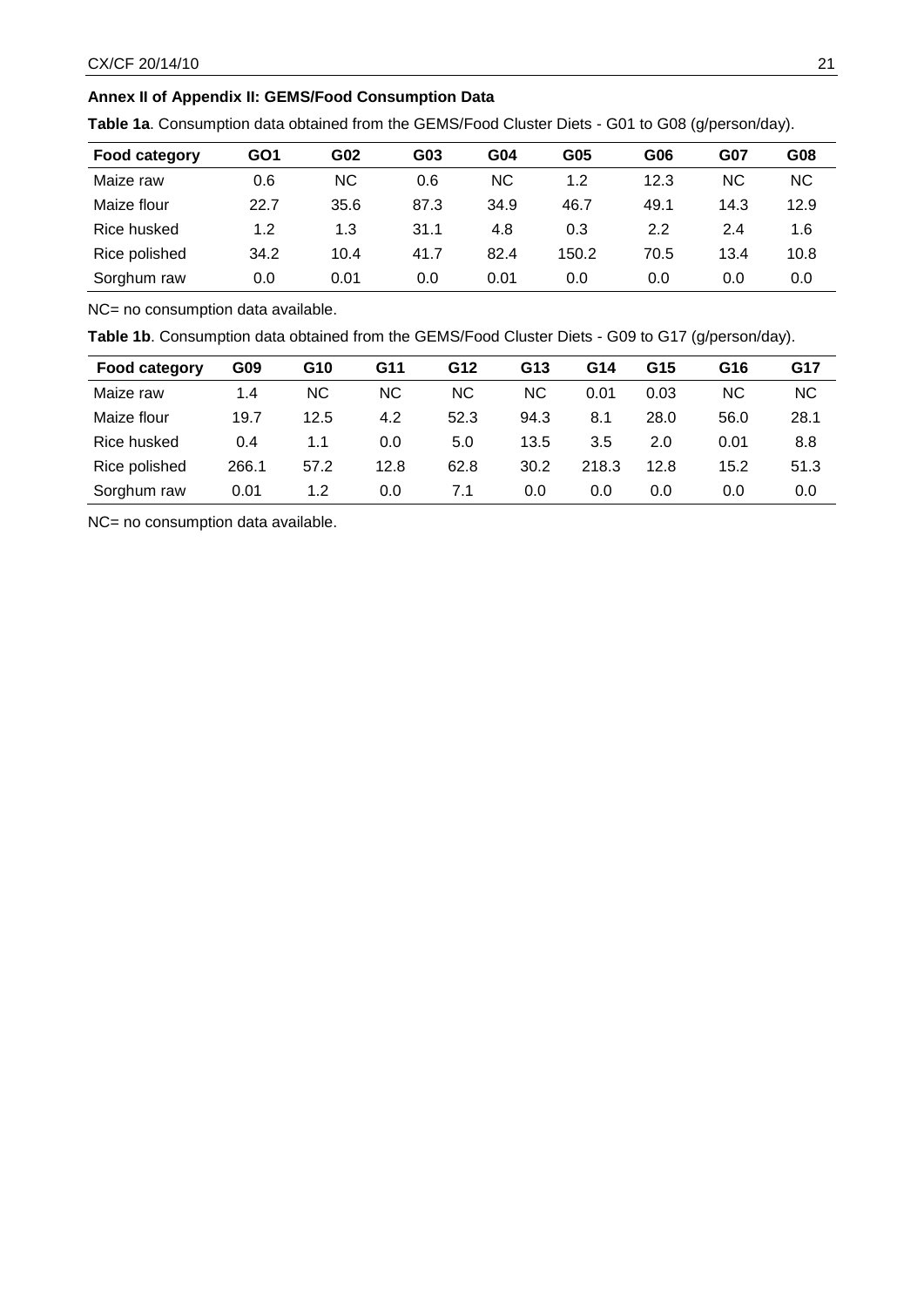**Annex II of Appendix II: GEMS/Food Consumption Data**

**Table 1a**. Consumption data obtained from the GEMS/Food Cluster Diets - G01 to G08 (g/person/day).

| Food category | GO1 | G02 | G03 | G04 | G05 | G06 | G07 | G08 |
|---|---|---|---|---|---|---|---|---|
| Maize raw | 0.6 | NC | 0.6 | NC | 1.2 | 12.3 | NC | NC |
| Maize flour | 22.7 | 35.6 | 87.3 | 34.9 | 46.7 | 49.1 | 14.3 | 12.9 |
| Rice husked | 1.2 | 1.3 | 31.1 | 4.8 | 0.3 | 2.2 | 2.4 | 1.6 |
| Rice polished | 34.2 | 10.4 | 41.7 | 82.4 | 150.2 | 70.5 | 13.4 | 10.8 |
| Sorghum raw | 0.0 | 0.01 | 0.0 | 0.01 | 0.0 | 0.0 | 0.0 | 0.0 |

NC= no consumption data available.

**Table 1b**. Consumption data obtained from the GEMS/Food Cluster Diets - G09 to G17 (g/person/day).

| Food category | G09 | G10 | G11 | G12 | G13 | G14 | G15 | G16 | G17 |
|---|---|---|---|---|---|---|---|---|---|
| Maize raw | 1.4 | NC | NC | NC | NC | 0.01 | 0.03 | NC | NC |
| Maize flour | 19.7 | 12.5 | 4.2 | 52.3 | 94.3 | 8.1 | 28.0 | 56.0 | 28.1 |
| Rice husked | 0.4 | 1.1 | 0.0 | 5.0 | 13.5 | 3.5 | 2.0 | 0.01 | 8.8 |
| Rice polished | 266.1 | 57.2 | 12.8 | 62.8 | 30.2 | 218.3 | 12.8 | 15.2 | 51.3 |
| Sorghum raw | 0.01 | 1.2 | 0.0 | 7.1 | 0.0 | 0.0 | 0.0 | 0.0 | 0.0 |

NC= no consumption data available.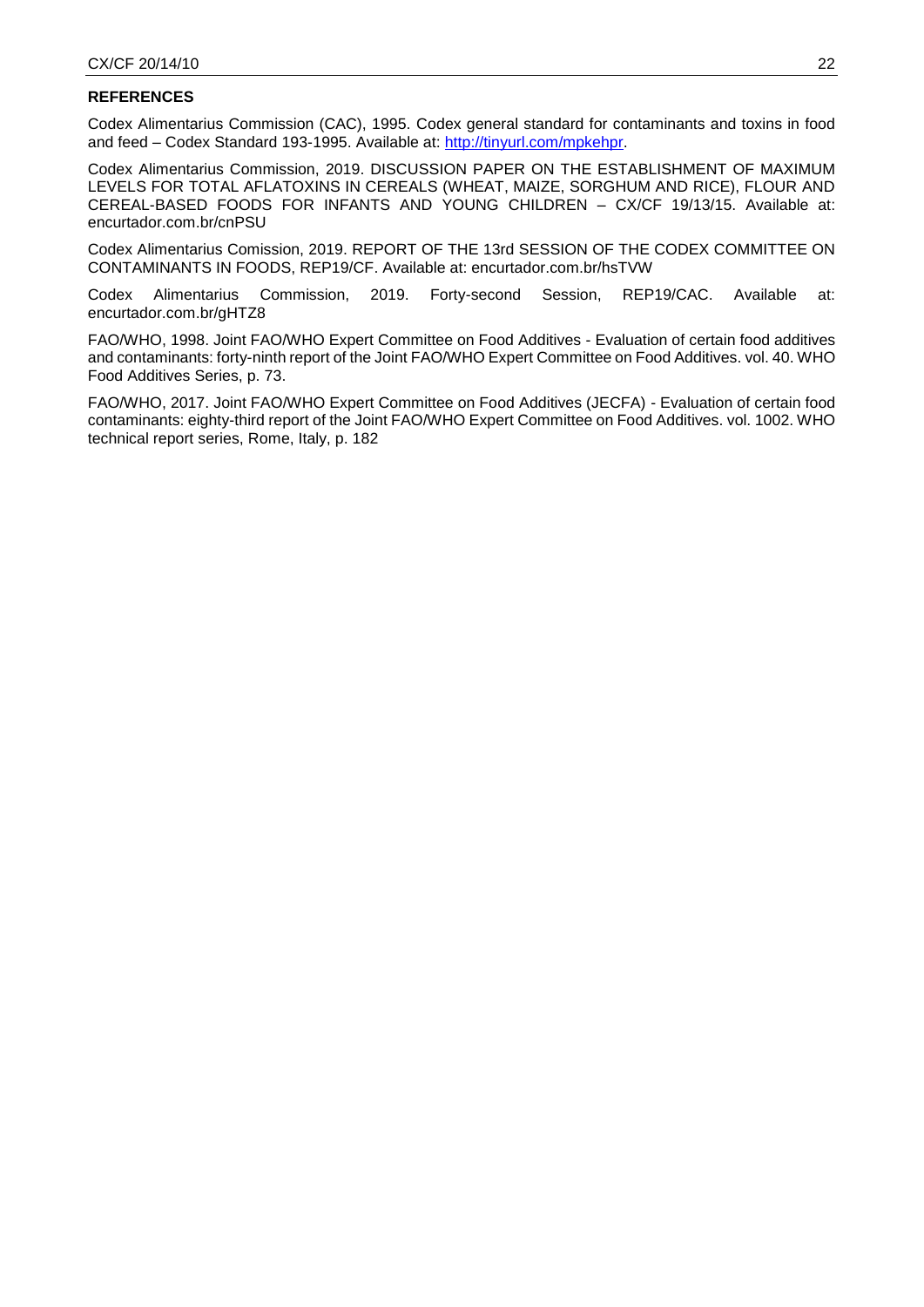**REFERENCES**

Codex Alimentarius Commission (CAC), 1995. Codex general standard for contaminants and toxins in food and feed – Codex Standard 193-1995. Available at: http://tinyurl.com/mpkehpr.

Codex Alimentarius Commission, 2019. DISCUSSION PAPER ON THE ESTABLISHMENT OF MAXIMUM LEVELS FOR TOTAL AFLATOXINS IN CEREALS (WHEAT, MAIZE, SORGHUM AND RICE), FLOUR AND CEREAL-BASED FOODS FOR INFANTS AND YOUNG CHILDREN – CX/CF 19/13/15. Available at: encurtador.com.br/cnPSU

Codex Alimentarius Comission, 2019. REPORT OF THE 13rd SESSION OF THE CODEX COMMITTEE ON CONTAMINANTS IN FOODS, REP19/CF. Available at: encurtador.com.br/hsTVW

Codex Alimentarius Commission, 2019. Forty-second Session, REP19/CAC. Available at: encurtador.com.br/gHTZ8

FAO/WHO, 1998. Joint FAO/WHO Expert Committee on Food Additives - Evaluation of certain food additives and contaminants: forty-ninth report of the Joint FAO/WHO Expert Committee on Food Additives. vol. 40. WHO Food Additives Series, p. 73.

FAO/WHO, 2017. Joint FAO/WHO Expert Committee on Food Additives (JECFA) - Evaluation of certain food contaminants: eighty-third report of the Joint FAO/WHO Expert Committee on Food Additives. vol. 1002. WHO technical report series, Rome, Italy, p. 182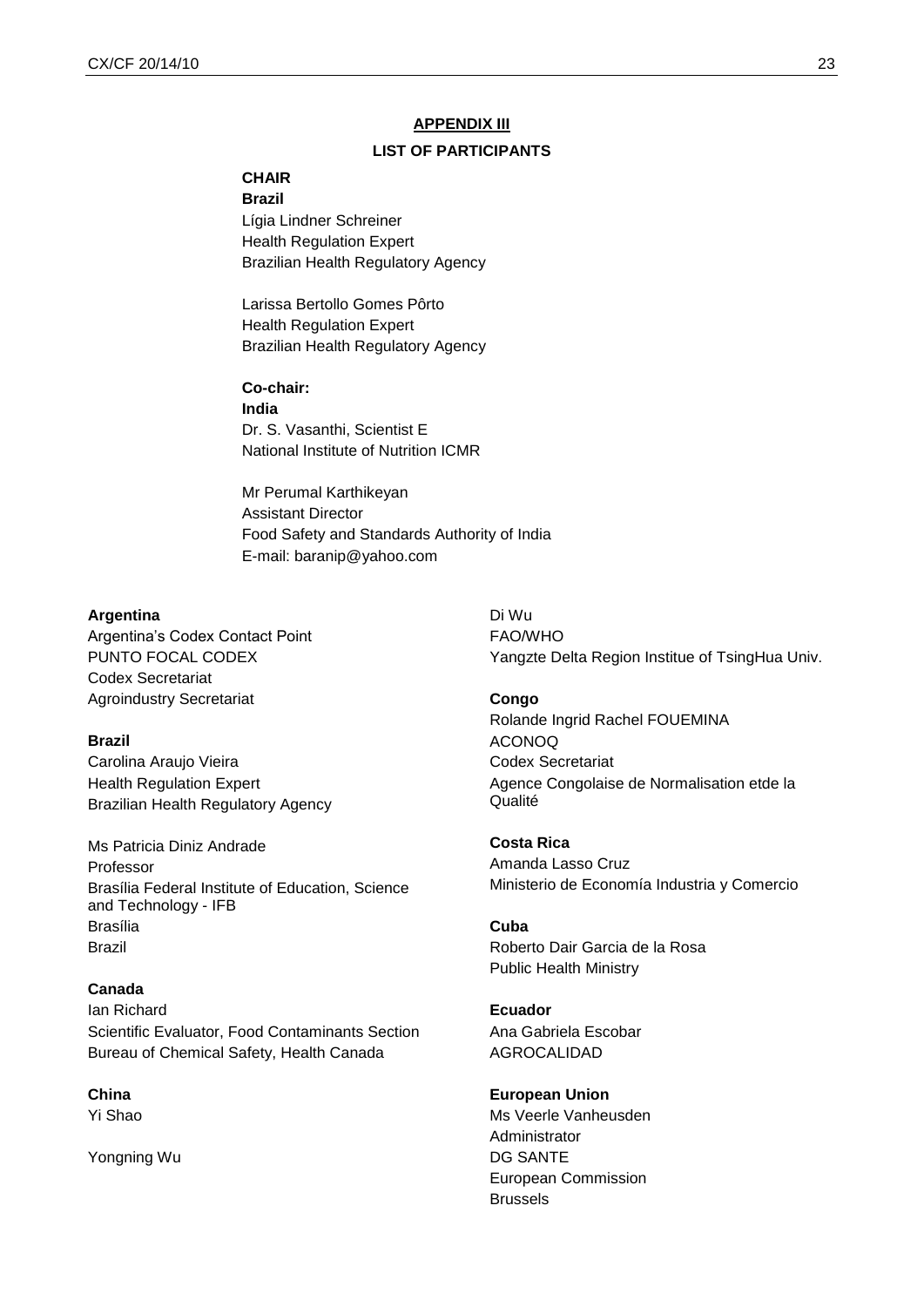## APPENDIX III

## LIST OF PARTICIPANTS

**CHAIR**

**Brazil**

Lígia Lindner Schreiner
Health Regulation Expert
Brazilian Health Regulatory Agency

Larissa Bertollo Gomes Pôrto
Health Regulation Expert
Brazilian Health Regulatory Agency

**Co-chair:**

**India**

Dr. S. Vasanthi, Scientist E
National Institute of Nutrition ICMR

Mr Perumal Karthikeyan
Assistant Director
Food Safety and Standards Authority of India
E-mail: baranip@yahoo.com

**Argentina**

Argentina's Codex Contact Point
PUNTO FOCAL CODEX
Codex Secretariat
Agroindustry Secretariat

**Brazil**

Carolina Araujo Vieira
Health Regulation Expert
Brazilian Health Regulatory Agency

Ms Patricia Diniz Andrade
Professor
Brasília Federal Institute of Education, Science and Technology - IFB
Brasília
Brazil

**Canada**

Ian Richard
Scientific Evaluator, Food Contaminants Section
Bureau of Chemical Safety, Health Canada

**China**

Yi Shao

Yongning Wu

Di Wu
FAO/WHO
Yangzte Delta Region Institue of TsingHua Univ.

**Congo**

Rolande Ingrid Rachel FOUEMINA
ACONOQ
Codex Secretariat
Agence Congolaise de Normalisation etde la Qualité

**Costa Rica**

Amanda Lasso Cruz
Ministerio de Economía Industria y Comercio

**Cuba**

Roberto Dair Garcia de la Rosa
Public Health Ministry

**Ecuador**

Ana Gabriela Escobar
AGROCALIDAD

**European Union**

Ms Veerle Vanheusden
Administrator
DG SANTE
European Commission
Brussels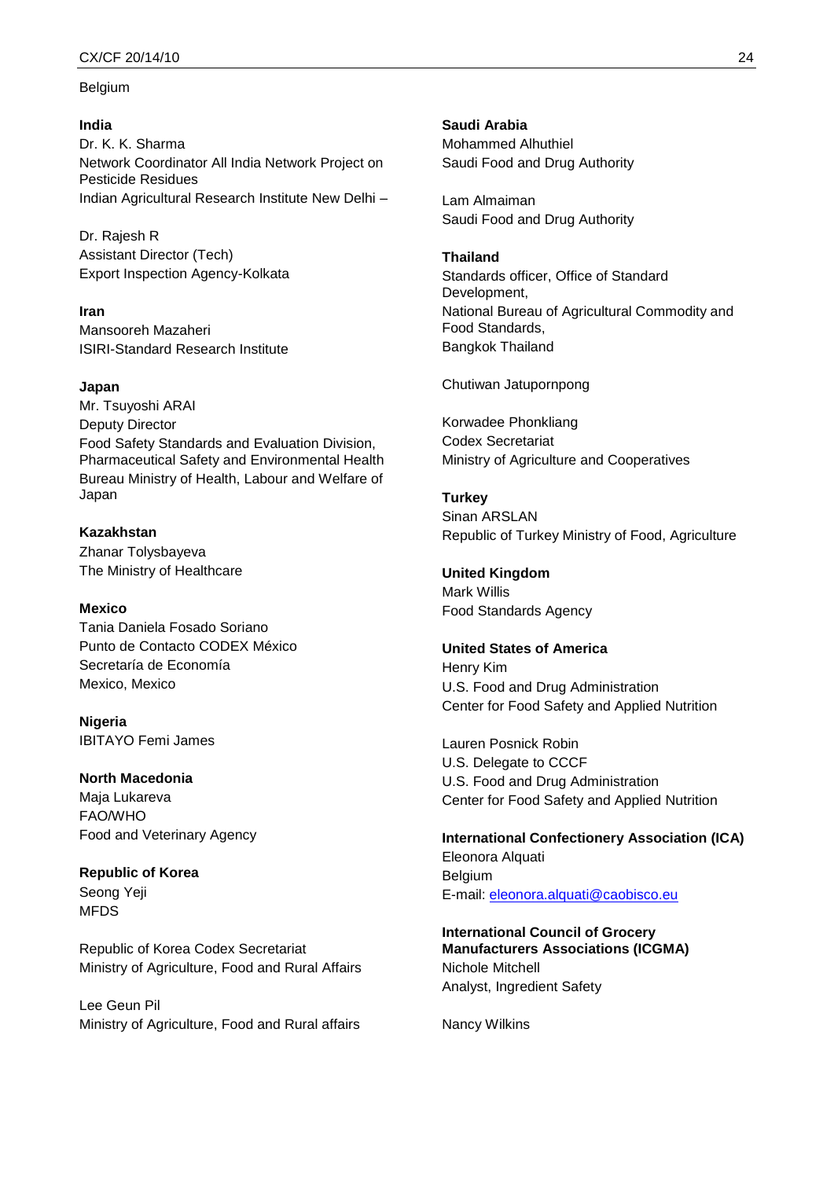Belgium

**India**
Dr. K. K. Sharma
Network Coordinator All India Network Project on Pesticide Residues
Indian Agricultural Research Institute New Delhi –

Dr. Rajesh R
Assistant Director (Tech)
Export Inspection Agency-Kolkata

**Iran**
Mansooreh Mazaheri
ISIRI-Standard Research Institute

**Japan**
Mr. Tsuyoshi ARAI
Deputy Director
Food Safety Standards and Evaluation Division, Pharmaceutical Safety and Environmental Health Bureau Ministry of Health, Labour and Welfare of Japan

**Kazakhstan**
Zhanar Tolysbayeva
The Ministry of Healthcare

**Mexico**
Tania Daniela Fosado Soriano
Punto de Contacto CODEX México
Secretaría de Economía
Mexico, Mexico

**Nigeria**
IBITAYO Femi James

**North Macedonia**
Maja Lukareva
FAO/WHO
Food and Veterinary Agency

**Republic of Korea**
Seong Yeji
MFDS

Republic of Korea Codex Secretariat
Ministry of Agriculture, Food and Rural Affairs

Lee Geun Pil
Ministry of Agriculture, Food and Rural affairs

**Saudi Arabia**
Mohammed Alhuthiel
Saudi Food and Drug Authority

Lam Almaiman
Saudi Food and Drug Authority

**Thailand**
Standards officer, Office of Standard Development,
National Bureau of Agricultural Commodity and Food Standards,
Bangkok Thailand

Chutiwan Jatupornpong

Korwadee Phonkliang
Codex Secretariat
Ministry of Agriculture and Cooperatives

**Turkey**
Sinan ARSLAN
Republic of Turkey Ministry of Food, Agriculture

**United Kingdom**
Mark Willis
Food Standards Agency

**United States of America**
Henry Kim
U.S. Food and Drug Administration
Center for Food Safety and Applied Nutrition

Lauren Posnick Robin
U.S. Delegate to CCCF
U.S. Food and Drug Administration
Center for Food Safety and Applied Nutrition

**International Confectionery Association (ICA)**
Eleonora Alquati
Belgium
E-mail: eleonora.alquati@caobisco.eu

**International Council of Grocery Manufacturers Associations (ICGMA)**
Nichole Mitchell
Analyst, Ingredient Safety

Nancy Wilkins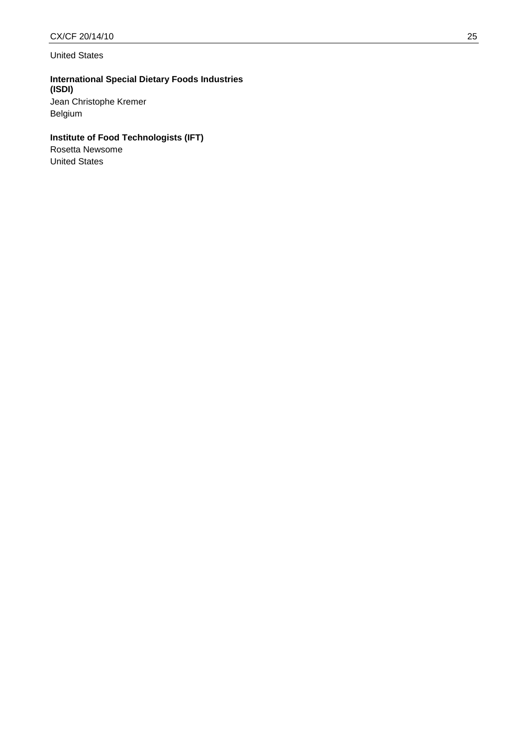United States

**International Special Dietary Foods Industries (ISDI)**
Jean Christophe Kremer
Belgium

**Institute of Food Technologists (IFT)**
Rosetta Newsome
United States